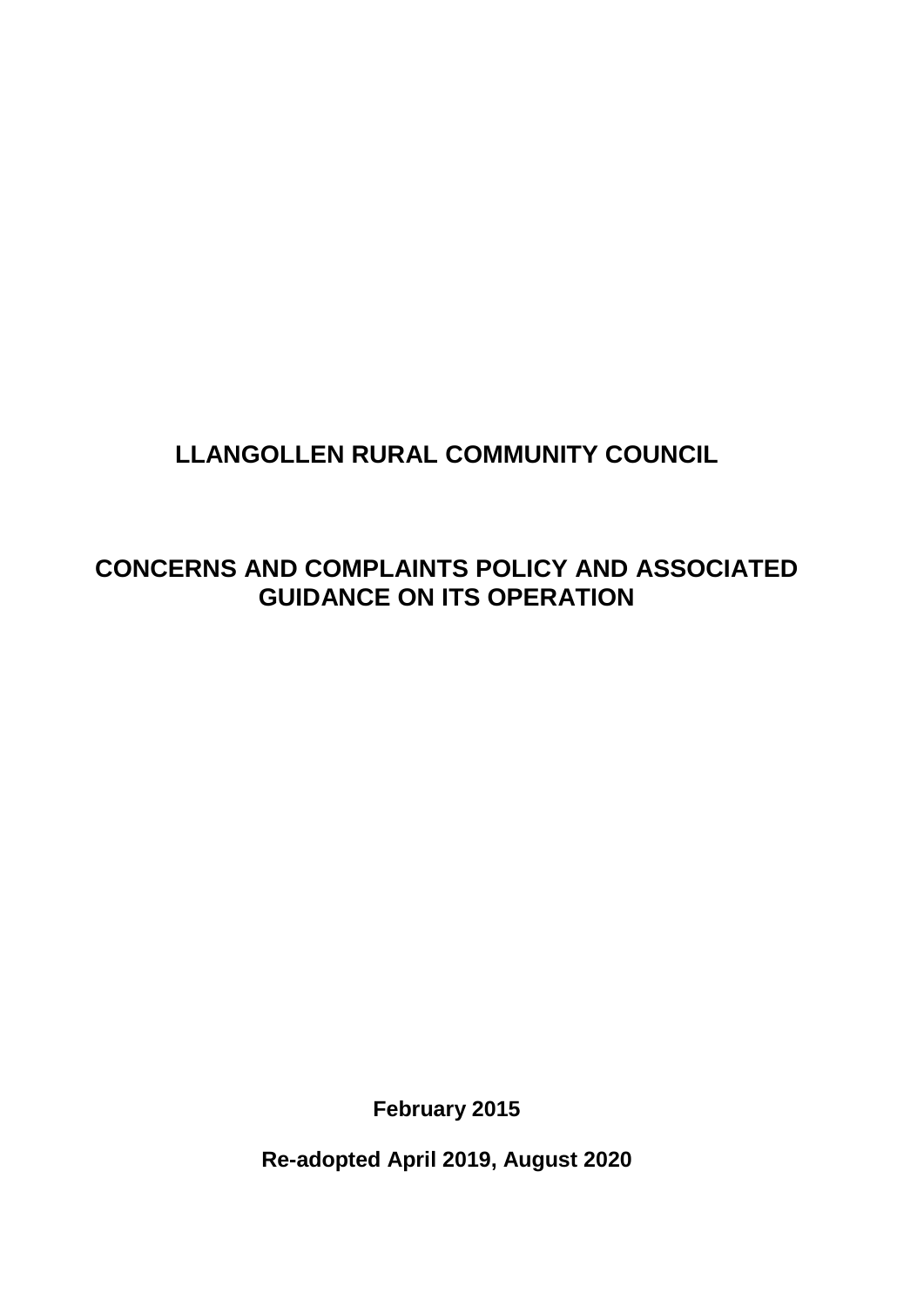# LLANGOLLEN RURAL COMMUNITY COUNCIL

## CONCERNS AND COMPLAINTS POLICY AND ASSOCIATED GUIDANCE ON ITS OPERATION

**February 2015**

**Re-adopted April 2019, August 2020**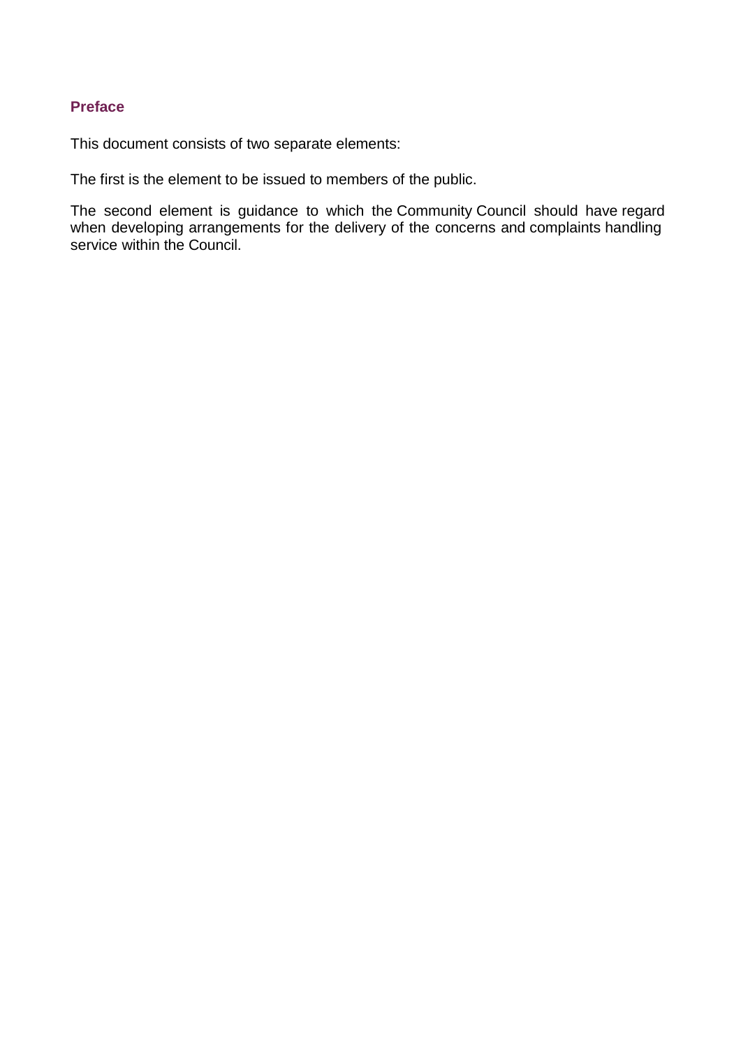## Preface

This document consists of two separate elements:

The first is the element to be issued to members of the public.

The second element is guidance to which the Community Council should have regard when developing arrangements for the delivery of the concerns and complaints handling service within the Council.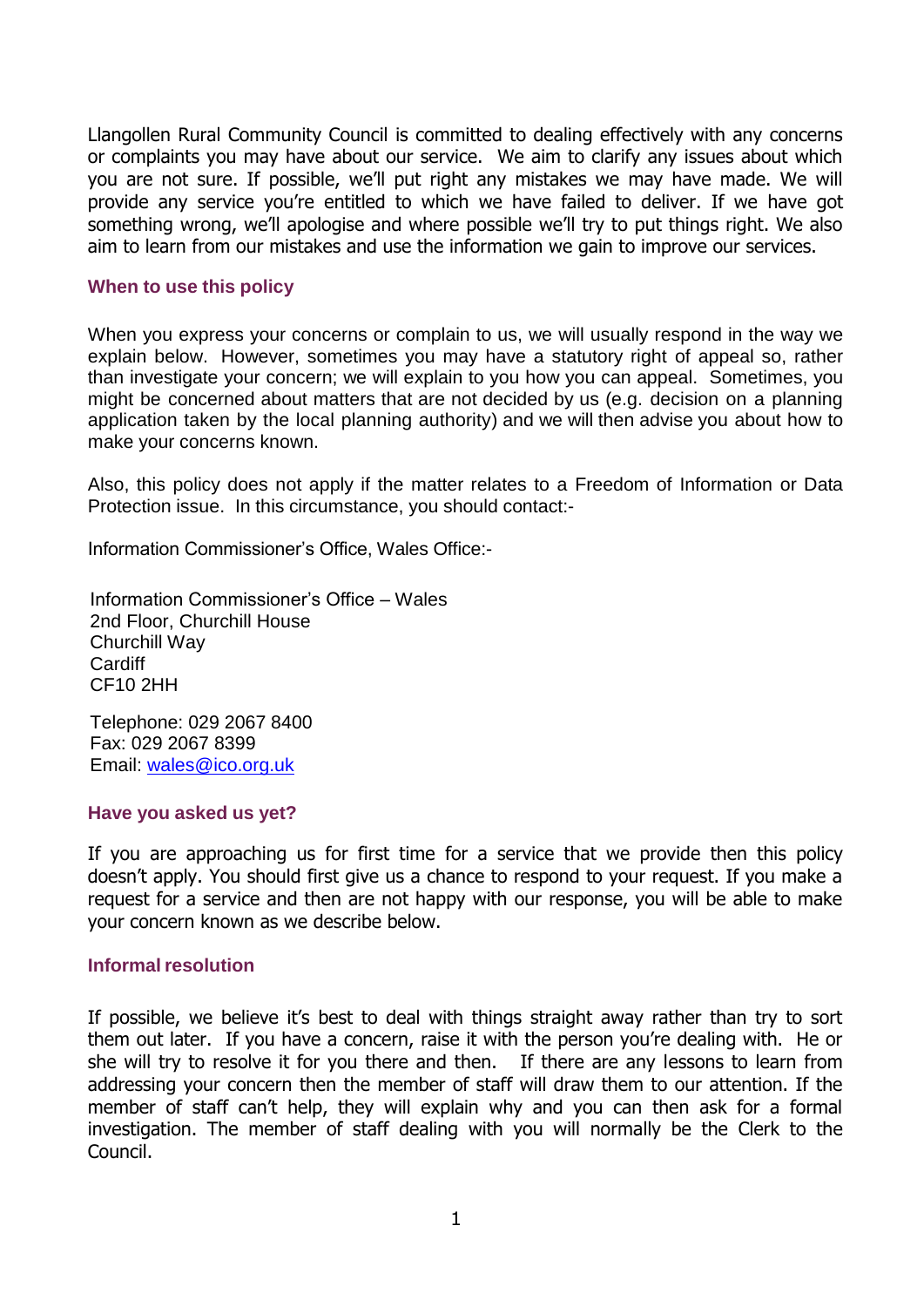Llangollen Rural Community Council is committed to dealing effectively with any concerns or complaints you may have about our service. We aim to clarify any issues about which you are not sure. If possible, we'll put right any mistakes we may have made. We will provide any service you're entitled to which we have failed to deliver. If we have got something wrong, we'll apologise and where possible we'll try to put things right. We also aim to learn from our mistakes and use the information we gain to improve our services.

### When to use this policy

When you express your concerns or complain to us, we will usually respond in the way we explain below. However, sometimes you may have a statutory right of appeal so, rather than investigate your concern; we will explain to you how you can appeal. Sometimes, you might be concerned about matters that are not decided by us (e.g. decision on a planning application taken by the local planning authority) and we will then advise you about how to make your concerns known.

Also, this policy does not apply if the matter relates to a Freedom of Information or Data Protection issue. In this circumstance, you should contact:-

Information Commissioner's Office, Wales Office:-

Information Commissioner's Office – Wales
2nd Floor, Churchill House
Churchill Way
Cardiff
CF10 2HH

Telephone: 029 2067 8400
Fax: 029 2067 8399
Email: wales@ico.org.uk

### Have you asked us yet?

If you are approaching us for first time for a service that we provide then this policy doesn't apply. You should first give us a chance to respond to your request. If you make a request for a service and then are not happy with our response, you will be able to make your concern known as we describe below.

### Informal resolution

If possible, we believe it's best to deal with things straight away rather than try to sort them out later. If you have a concern, raise it with the person you're dealing with. He or she will try to resolve it for you there and then. If there are any lessons to learn from addressing your concern then the member of staff will draw them to our attention. If the member of staff can't help, they will explain why and you can then ask for a formal investigation. The member of staff dealing with you will normally be the Clerk to the Council.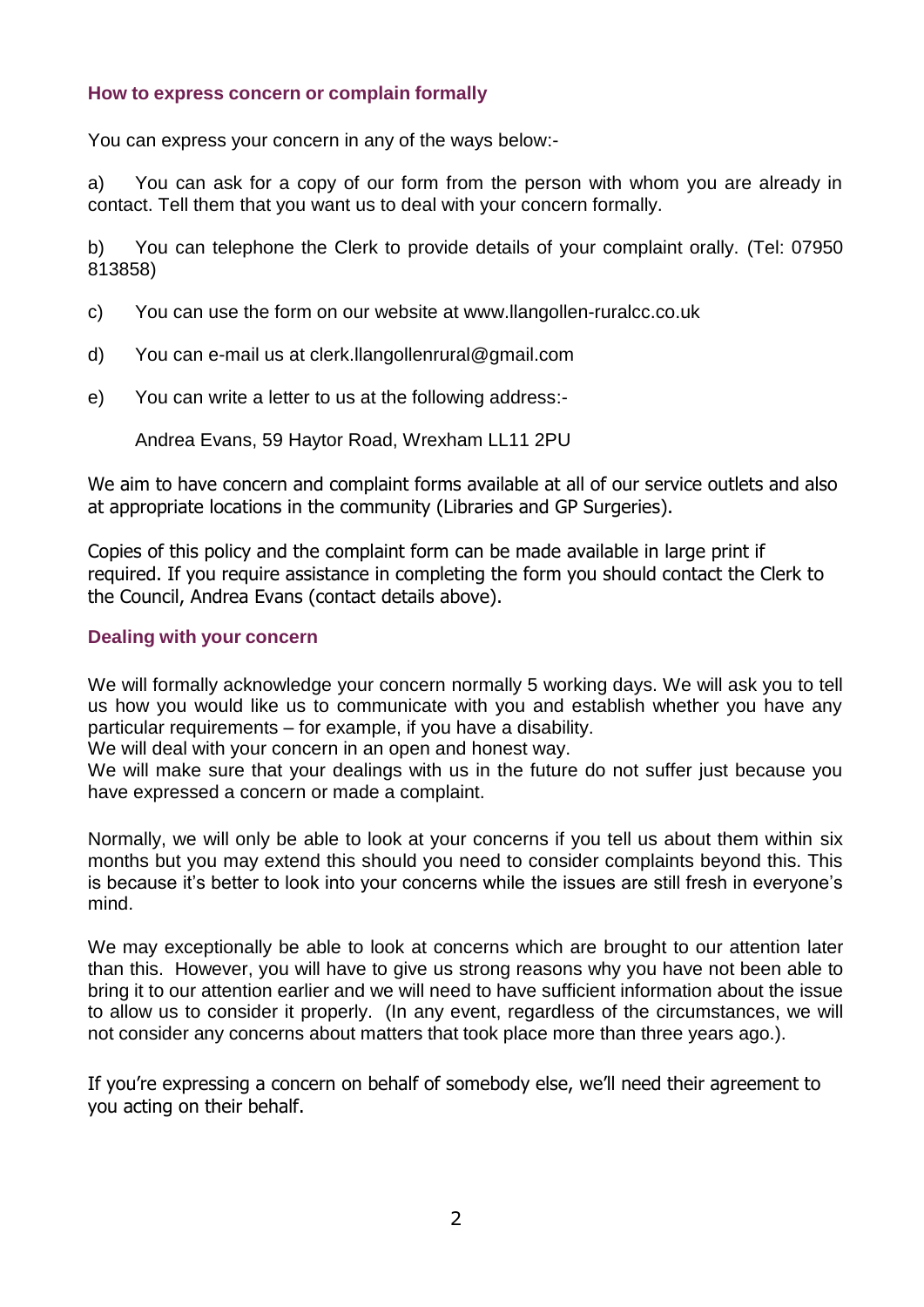## How to express concern or complain formally

You can express your concern in any of the ways below:-

a) You can ask for a copy of our form from the person with whom you are already in contact. Tell them that you want us to deal with your concern formally.

b) You can telephone the Clerk to provide details of your complaint orally. (Tel: 07950 813858)

c) You can use the form on our website at www.llangollen-ruralcc.co.uk

d) You can e-mail us at clerk.llangollenrural@gmail.com

e) You can write a letter to us at the following address:-

Andrea Evans, 59 Haytor Road, Wrexham LL11 2PU

We aim to have concern and complaint forms available at all of our service outlets and also at appropriate locations in the community (Libraries and GP Surgeries).

Copies of this policy and the complaint form can be made available in large print if required. If you require assistance in completing the form you should contact the Clerk to the Council, Andrea Evans (contact details above).

## Dealing with your concern

We will formally acknowledge your concern normally 5 working days. We will ask you to tell us how you would like us to communicate with you and establish whether you have any particular requirements – for example, if you have a disability.
We will deal with your concern in an open and honest way.
We will make sure that your dealings with us in the future do not suffer just because you have expressed a concern or made a complaint.

Normally, we will only be able to look at your concerns if you tell us about them within six months but you may extend this should you need to consider complaints beyond this. This is because it's better to look into your concerns while the issues are still fresh in everyone's mind.

We may exceptionally be able to look at concerns which are brought to our attention later than this. However, you will have to give us strong reasons why you have not been able to bring it to our attention earlier and we will need to have sufficient information about the issue to allow us to consider it properly. (In any event, regardless of the circumstances, we will not consider any concerns about matters that took place more than three years ago.).

If you're expressing a concern on behalf of somebody else, we'll need their agreement to you acting on their behalf.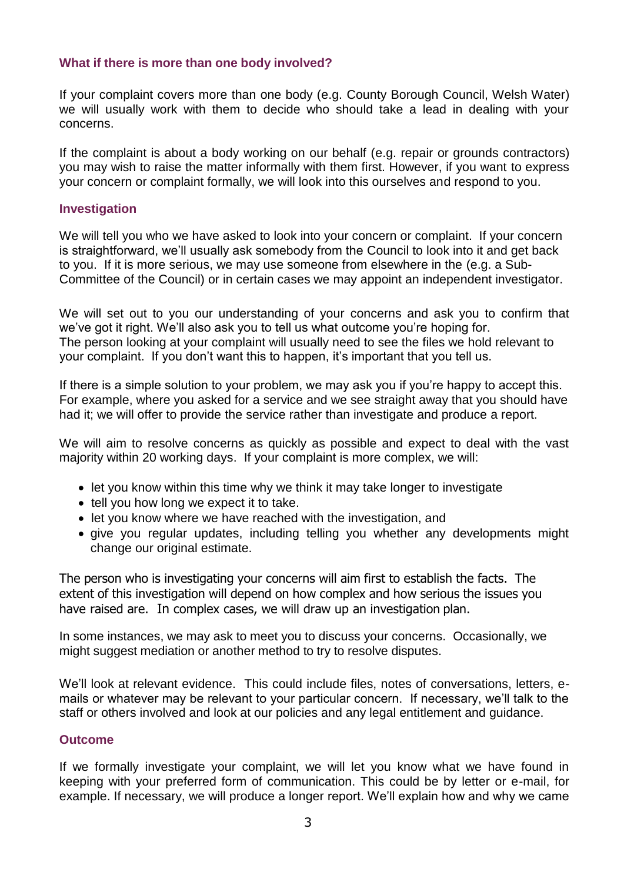### What if there is more than one body involved?

If your complaint covers more than one body (e.g. County Borough Council, Welsh Water) we will usually work with them to decide who should take a lead in dealing with your concerns.

If the complaint is about a body working on our behalf (e.g. repair or grounds contractors) you may wish to raise the matter informally with them first. However, if you want to express your concern or complaint formally, we will look into this ourselves and respond to you.

### Investigation

We will tell you who we have asked to look into your concern or complaint. If your concern is straightforward, we'll usually ask somebody from the Council to look into it and get back to you. If it is more serious, we may use someone from elsewhere in the (e.g. a Sub-Committee of the Council) or in certain cases we may appoint an independent investigator.

We will set out to you our understanding of your concerns and ask you to confirm that we've got it right. We'll also ask you to tell us what outcome you're hoping for. The person looking at your complaint will usually need to see the files we hold relevant to your complaint. If you don't want this to happen, it's important that you tell us.

If there is a simple solution to your problem, we may ask you if you're happy to accept this. For example, where you asked for a service and we see straight away that you should have had it; we will offer to provide the service rather than investigate and produce a report.

We will aim to resolve concerns as quickly as possible and expect to deal with the vast majority within 20 working days. If your complaint is more complex, we will:

- let you know within this time why we think it may take longer to investigate
- tell you how long we expect it to take.
- let you know where we have reached with the investigation, and
- give you regular updates, including telling you whether any developments might change our original estimate.

The person who is investigating your concerns will aim first to establish the facts. The extent of this investigation will depend on how complex and how serious the issues you have raised are. In complex cases, we will draw up an investigation plan.

In some instances, we may ask to meet you to discuss your concerns. Occasionally, we might suggest mediation or another method to try to resolve disputes.

We'll look at relevant evidence. This could include files, notes of conversations, letters, e-mails or whatever may be relevant to your particular concern. If necessary, we'll talk to the staff or others involved and look at our policies and any legal entitlement and guidance.

### Outcome

If we formally investigate your complaint, we will let you know what we have found in keeping with your preferred form of communication. This could be by letter or e-mail, for example. If necessary, we will produce a longer report. We'll explain how and why we came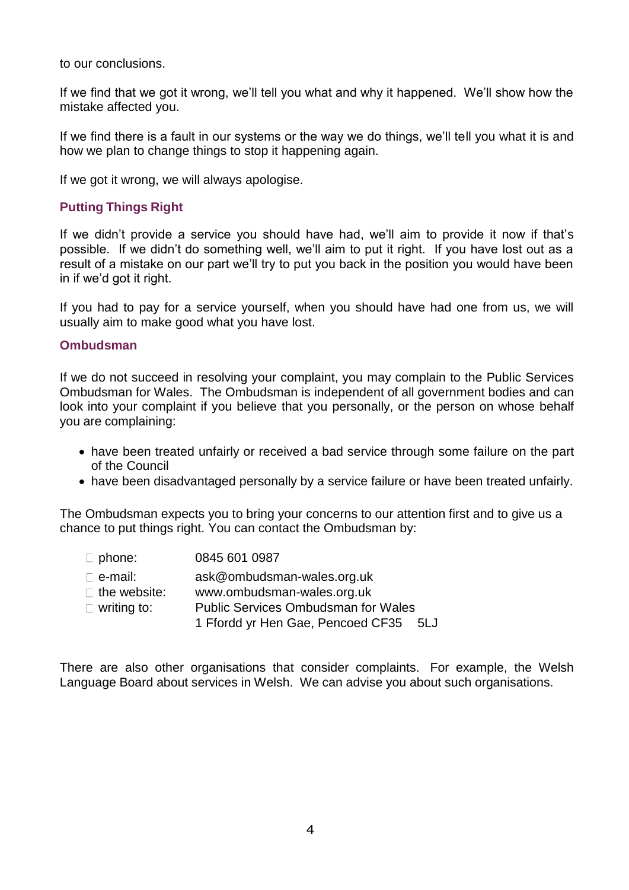to our conclusions.

If we find that we got it wrong, we'll tell you what and why it happened. We'll show how the mistake affected you.

If we find there is a fault in our systems or the way we do things, we'll tell you what it is and how we plan to change things to stop it happening again.

If we got it wrong, we will always apologise.

### Putting Things Right

If we didn't provide a service you should have had, we'll aim to provide it now if that's possible. If we didn't do something well, we'll aim to put it right. If you have lost out as a result of a mistake on our part we'll try to put you back in the position you would have been in if we'd got it right.

If you had to pay for a service yourself, when you should have had one from us, we will usually aim to make good what you have lost.

### Ombudsman

If we do not succeed in resolving your complaint, you may complain to the Public Services Ombudsman for Wales. The Ombudsman is independent of all government bodies and can look into your complaint if you believe that you personally, or the person on whose behalf you are complaining:

- have been treated unfairly or received a bad service through some failure on the part of the Council
- have been disadvantaged personally by a service failure or have been treated unfairly.

The Ombudsman expects you to bring your concerns to our attention first and to give us a chance to put things right. You can contact the Ombudsman by:

- phone: 0845 601 0987
- e-mail: ask@ombudsman-wales.org.uk
- the website: www.ombudsman-wales.org.uk
- writing to: Public Services Ombudsman for Wales
  1 Ffordd yr Hen Gae, Pencoed CF35 5LJ

There are also other organisations that consider complaints. For example, the Welsh Language Board about services in Welsh. We can advise you about such organisations.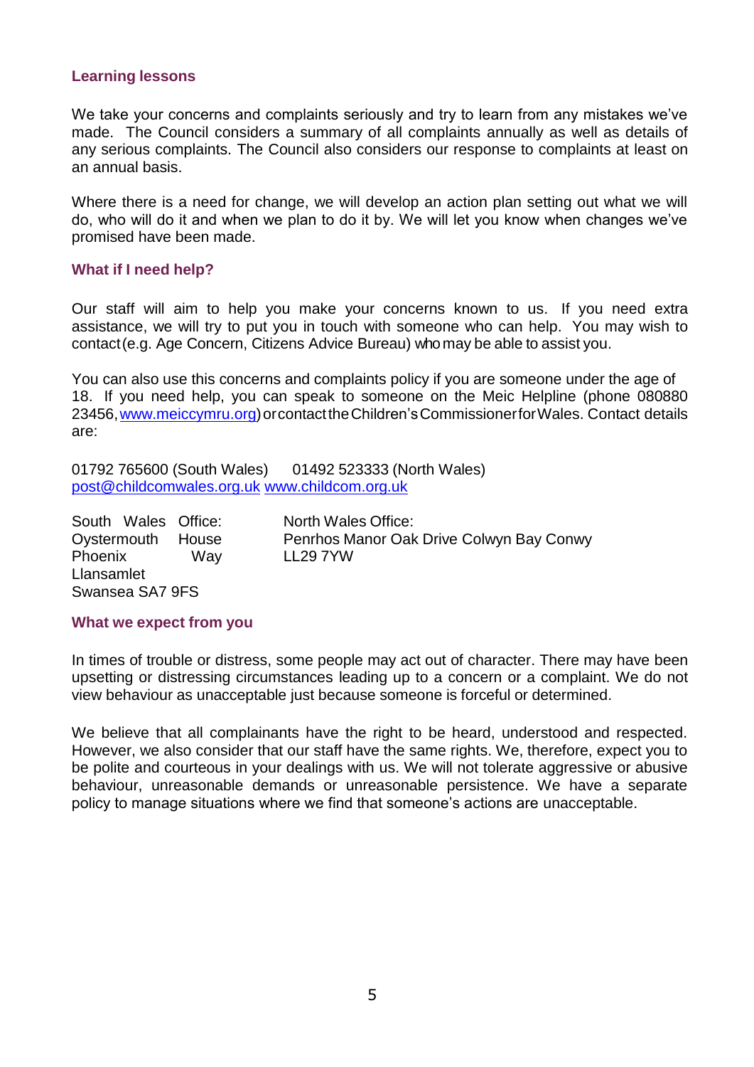### Learning lessons

We take your concerns and complaints seriously and try to learn from any mistakes we've made. The Council considers a summary of all complaints annually as well as details of any serious complaints. The Council also considers our response to complaints at least on an annual basis.

Where there is a need for change, we will develop an action plan setting out what we will do, who will do it and when we plan to do it by. We will let you know when changes we've promised have been made.

### What if I need help?

Our staff will aim to help you make your concerns known to us. If you need extra assistance, we will try to put you in touch with someone who can help. You may wish to contact (e.g. Age Concern, Citizens Advice Bureau) who may be able to assist you.

You can also use this concerns and complaints policy if you are someone under the age of 18. If you need help, you can speak to someone on the Meic Helpline (phone 080880 23456, www.meiccymru.org) or contact the Children's Commissioner for Wales. Contact details are:

01792 765600 (South Wales) 01492 523333 (North Wales)
post@childcomwales.org.uk www.childcom.org.uk

South Wales Office:
Oystermouth House
Phoenix Way
Llansamlet
Swansea SA7 9FS

North Wales Office:
Penrhos Manor Oak Drive Colwyn Bay Conwy
LL29 7YW

### What we expect from you

In times of trouble or distress, some people may act out of character. There may have been upsetting or distressing circumstances leading up to a concern or a complaint. We do not view behaviour as unacceptable just because someone is forceful or determined.

We believe that all complainants have the right to be heard, understood and respected. However, we also consider that our staff have the same rights. We, therefore, expect you to be polite and courteous in your dealings with us. We will not tolerate aggressive or abusive behaviour, unreasonable demands or unreasonable persistence. We have a separate policy to manage situations where we find that someone's actions are unacceptable.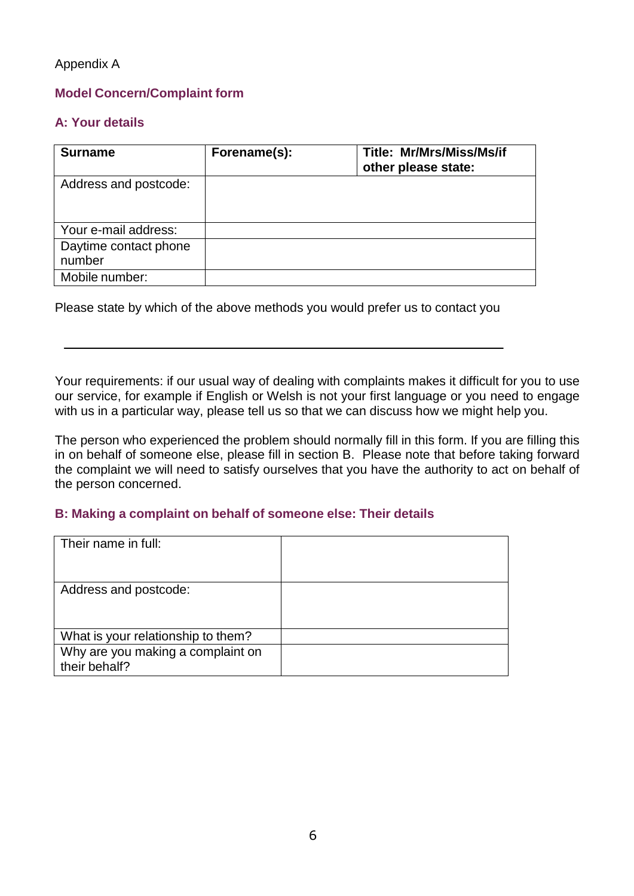Appendix A

## Model Concern/Complaint form

### A: Your details

| **Surname** | **Forename(s):** | **Title: Mr/Mrs/Miss/Ms/if other please state:** |
|---|---|---|
| Address and postcode: | | |
| Your e-mail address: | | |
| Daytime contact phone number | | |
| Mobile number: | | |

Please state by which of the above methods you would prefer us to contact you

\_\_\_\_\_\_\_\_\_\_\_\_\_\_\_\_\_\_\_\_\_\_\_\_\_\_\_\_\_\_\_\_\_\_\_\_\_\_\_\_\_\_\_\_\_\_\_\_\_\_\_\_\_\_\_\_\_\_\_\_

Your requirements: if our usual way of dealing with complaints makes it difficult for you to use our service, for example if English or Welsh is not your first language or you need to engage with us in a particular way, please tell us so that we can discuss how we might help you.

The person who experienced the problem should normally fill in this form. If you are filling this in on behalf of someone else, please fill in section B. Please note that before taking forward the complaint we will need to satisfy ourselves that you have the authority to act on behalf of the person concerned.

### B: Making a complaint on behalf of someone else: Their details

| | |
|---|---|
| Their name in full: | |
| Address and postcode: | |
| What is your relationship to them? | |
| Why are you making a complaint on their behalf? | |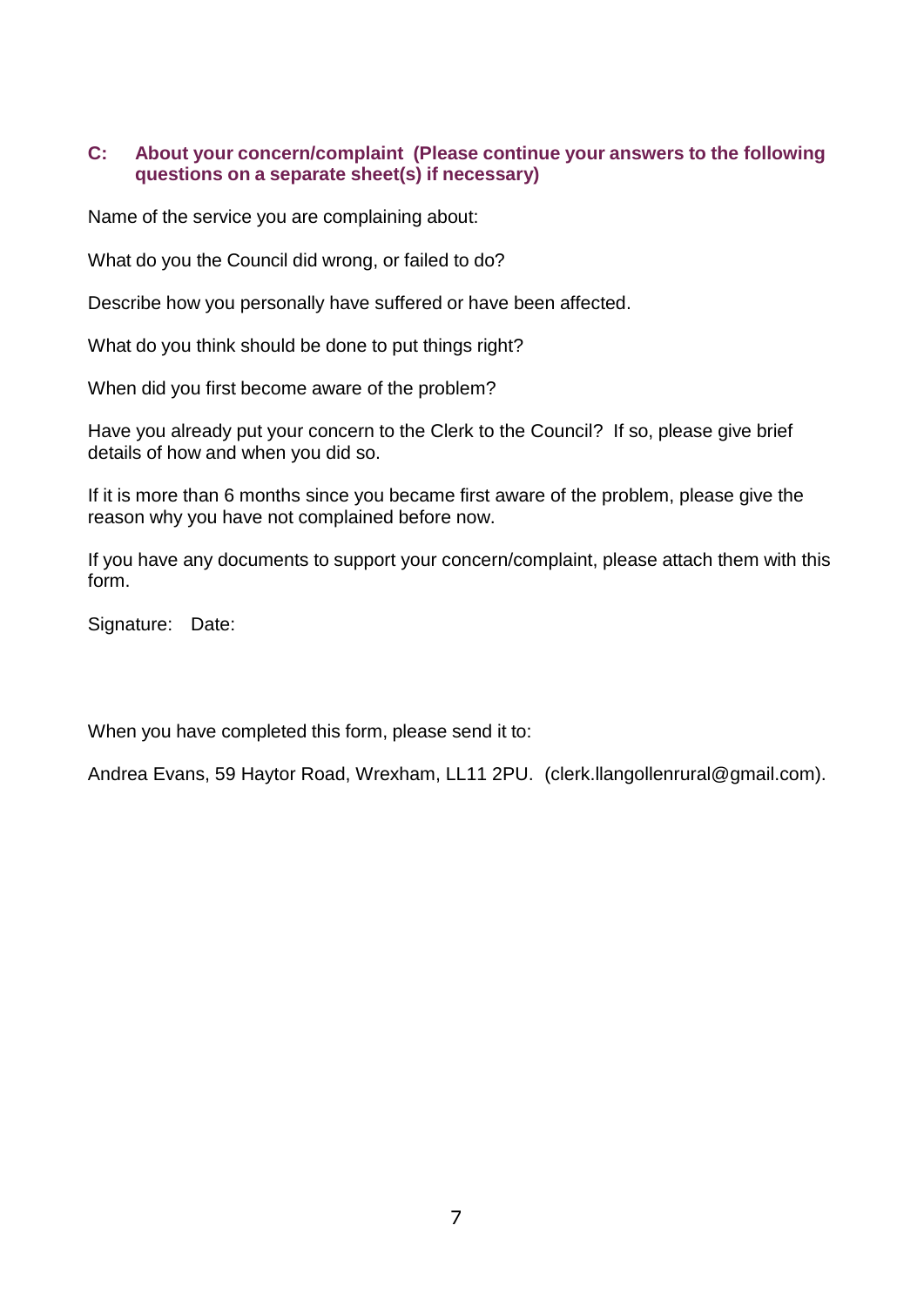### C: About your concern/complaint (Please continue your answers to the following questions on a separate sheet(s) if necessary)

Name of the service you are complaining about:

What do you the Council did wrong, or failed to do?

Describe how you personally have suffered or have been affected.

What do you think should be done to put things right?

When did you first become aware of the problem?

Have you already put your concern to the Clerk to the Council? If so, please give brief details of how and when you did so.

If it is more than 6 months since you became first aware of the problem, please give the reason why you have not complained before now.

If you have any documents to support your concern/complaint, please attach them with this form.

Signature: Date:

When you have completed this form, please send it to:

Andrea Evans, 59 Haytor Road, Wrexham, LL11 2PU. (clerk.llangollenrural@gmail.com).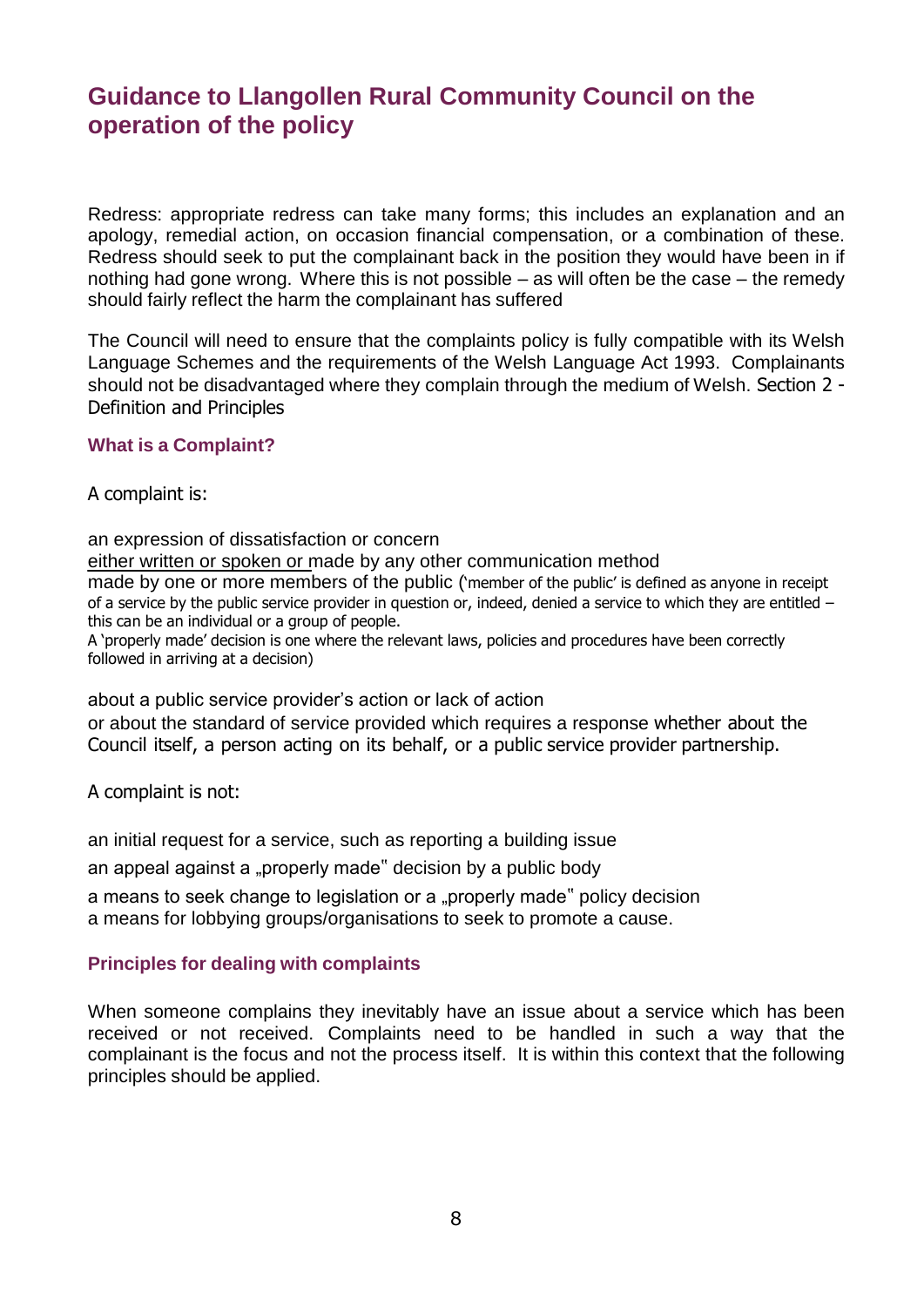## Guidance to Llangollen Rural Community Council on the operation of the policy

Redress: appropriate redress can take many forms; this includes an explanation and an apology, remedial action, on occasion financial compensation, or a combination of these. Redress should seek to put the complainant back in the position they would have been in if nothing had gone wrong. Where this is not possible – as will often be the case – the remedy should fairly reflect the harm the complainant has suffered

The Council will need to ensure that the complaints policy is fully compatible with its Welsh Language Schemes and the requirements of the Welsh Language Act 1993. Complainants should not be disadvantaged where they complain through the medium of Welsh. Section 2 - Definition and Principles

### What is a Complaint?

A complaint is:

an expression of dissatisfaction or concern
either written or spoken or made by any other communication method
made by one or more members of the public ('member of the public' is defined as anyone in receipt of a service by the public service provider in question or, indeed, denied a service to which they are entitled – this can be an individual or a group of people.
A 'properly made' decision is one where the relevant laws, policies and procedures have been correctly followed in arriving at a decision)

about a public service provider's action or lack of action
or about the standard of service provided which requires a response whether about the Council itself, a person acting on its behalf, or a public service provider partnership.

A complaint is not:

an initial request for a service, such as reporting a building issue
an appeal against a „properly made" decision by a public body
a means to seek change to legislation or a „properly made" policy decision
a means for lobbying groups/organisations to seek to promote a cause.

### Principles for dealing with complaints

When someone complains they inevitably have an issue about a service which has been received or not received. Complaints need to be handled in such a way that the complainant is the focus and not the process itself. It is within this context that the following principles should be applied.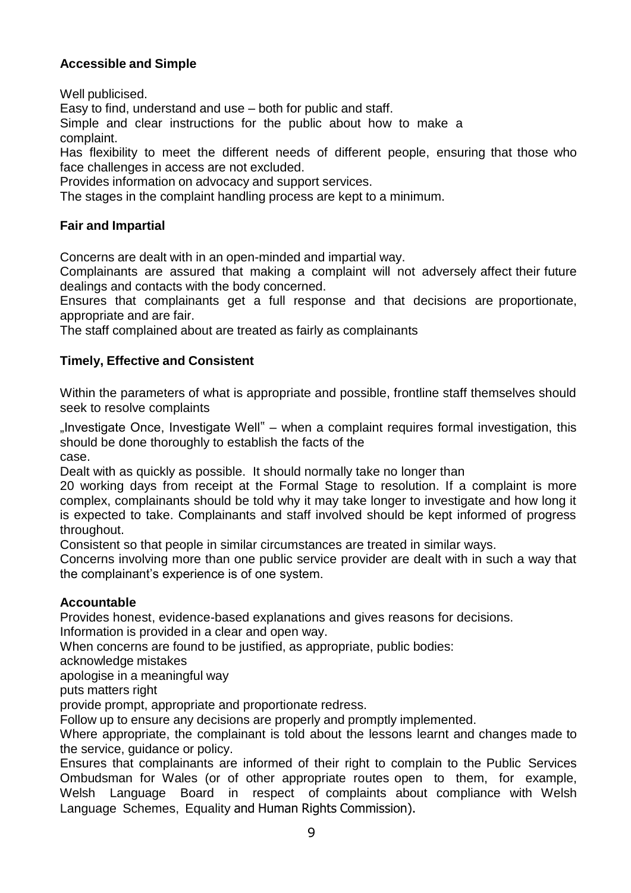**Accessible and Simple**

Well publicised.

Easy to find, understand and use – both for public and staff.

Simple and clear instructions for the public about how to make a complaint.

Has flexibility to meet the different needs of different people, ensuring that those who face challenges in access are not excluded.

Provides information on advocacy and support services.

The stages in the complaint handling process are kept to a minimum.

**Fair and Impartial**

Concerns are dealt with in an open-minded and impartial way.

Complainants are assured that making a complaint will not adversely affect their future dealings and contacts with the body concerned.

Ensures that complainants get a full response and that decisions are proportionate, appropriate and are fair.

The staff complained about are treated as fairly as complainants

**Timely, Effective and Consistent**

Within the parameters of what is appropriate and possible, frontline staff themselves should seek to resolve complaints

„Investigate Once, Investigate Well" – when a complaint requires formal investigation, this should be done thoroughly to establish the facts of the case.

Dealt with as quickly as possible. It should normally take no longer than 20 working days from receipt at the Formal Stage to resolution. If a complaint is more complex, complainants should be told why it may take longer to investigate and how long it is expected to take. Complainants and staff involved should be kept informed of progress throughout.

Consistent so that people in similar circumstances are treated in similar ways.

Concerns involving more than one public service provider are dealt with in such a way that the complainant's experience is of one system.

**Accountable**

Provides honest, evidence-based explanations and gives reasons for decisions.

Information is provided in a clear and open way.

When concerns are found to be justified, as appropriate, public bodies:

acknowledge mistakes

apologise in a meaningful way

puts matters right

provide prompt, appropriate and proportionate redress.

Follow up to ensure any decisions are properly and promptly implemented.

Where appropriate, the complainant is told about the lessons learnt and changes made to the service, guidance or policy.

Ensures that complainants are informed of their right to complain to the Public Services Ombudsman for Wales (or of other appropriate routes open to them, for example, Welsh Language Board in respect of complaints about compliance with Welsh Language Schemes, Equality and Human Rights Commission).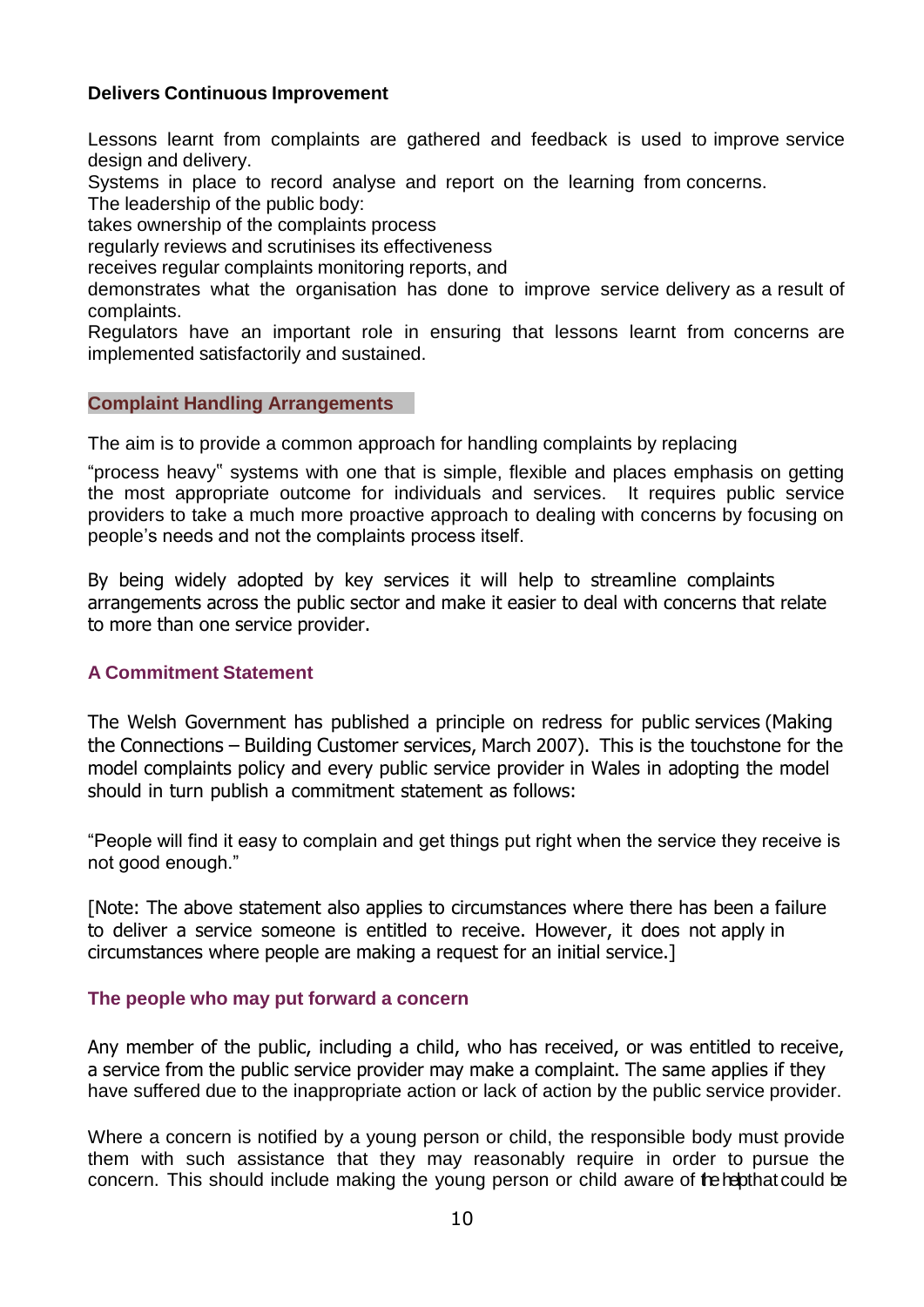**Delivers Continuous Improvement**

Lessons learnt from complaints are gathered and feedback is used to improve service design and delivery.

Systems in place to record analyse and report on the learning from concerns.

The leadership of the public body:

takes ownership of the complaints process

regularly reviews and scrutinises its effectiveness

receives regular complaints monitoring reports, and

demonstrates what the organisation has done to improve service delivery as a result of complaints.

Regulators have an important role in ensuring that lessons learnt from concerns are implemented satisfactorily and sustained.

## Complaint Handling Arrangements

The aim is to provide a common approach for handling complaints by replacing

"process heavy" systems with one that is simple, flexible and places emphasis on getting the most appropriate outcome for individuals and services. It requires public service providers to take a much more proactive approach to dealing with concerns by focusing on people's needs and not the complaints process itself.

By being widely adopted by key services it will help to streamline complaints arrangements across the public sector and make it easier to deal with concerns that relate to more than one service provider.

### A Commitment Statement

The Welsh Government has published a principle on redress for public services (Making the Connections – Building Customer services, March 2007). This is the touchstone for the model complaints policy and every public service provider in Wales in adopting the model should in turn publish a commitment statement as follows:

"People will find it easy to complain and get things put right when the service they receive is not good enough."

[Note: The above statement also applies to circumstances where there has been a failure to deliver a service someone is entitled to receive. However, it does not apply in circumstances where people are making a request for an initial service.]

### The people who may put forward a concern

Any member of the public, including a child, who has received, or was entitled to receive, a service from the public service provider may make a complaint. The same applies if they have suffered due to the inappropriate action or lack of action by the public service provider.

Where a concern is notified by a young person or child, the responsible body must provide them with such assistance that they may reasonably require in order to pursue the concern. This should include making the young person or child aware of the help that could be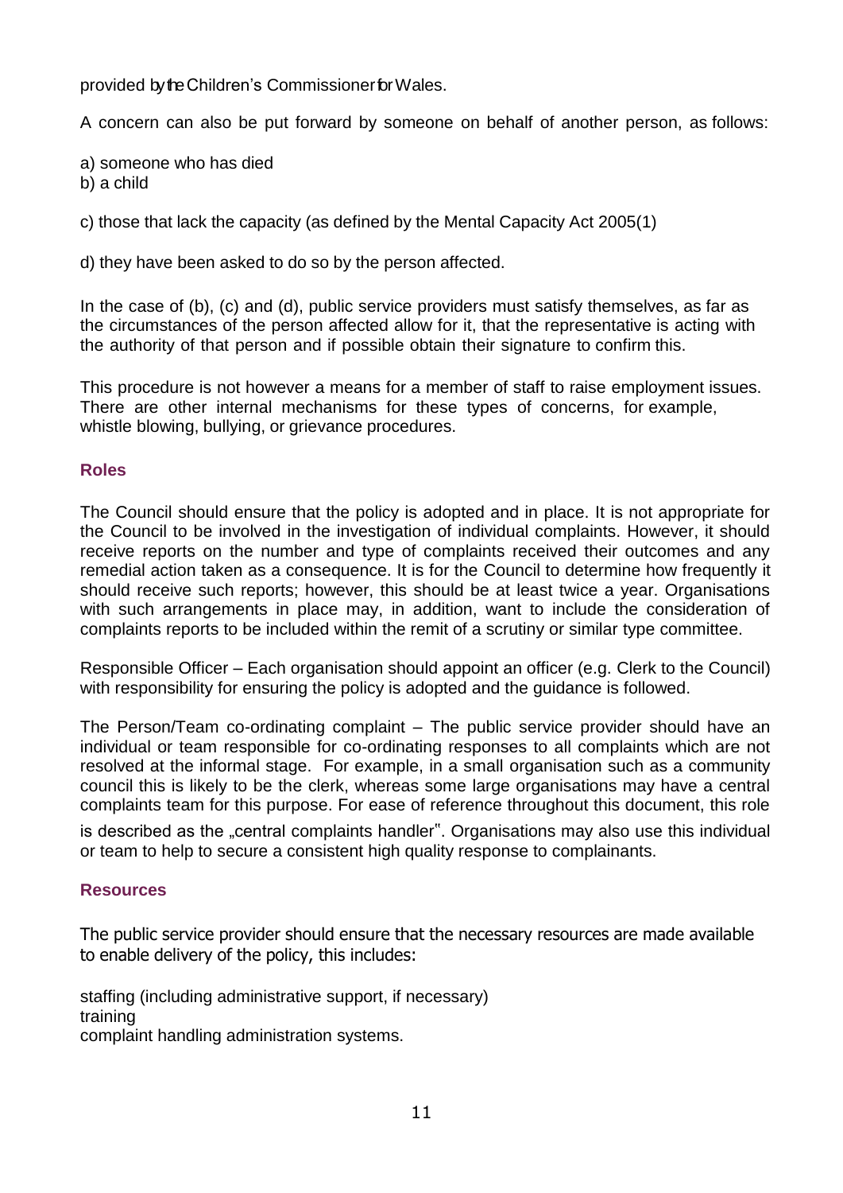provided by the Children's Commissioner for Wales.

A concern can also be put forward by someone on behalf of another person, as follows:

a) someone who has died
b) a child

c) those that lack the capacity (as defined by the Mental Capacity Act 2005(1)

d) they have been asked to do so by the person affected.

In the case of (b), (c) and (d), public service providers must satisfy themselves, as far as the circumstances of the person affected allow for it, that the representative is acting with the authority of that person and if possible obtain their signature to confirm this.

This procedure is not however a means for a member of staff to raise employment issues. There are other internal mechanisms for these types of concerns, for example, whistle blowing, bullying, or grievance procedures.

## Roles

The Council should ensure that the policy is adopted and in place. It is not appropriate for the Council to be involved in the investigation of individual complaints. However, it should receive reports on the number and type of complaints received their outcomes and any remedial action taken as a consequence. It is for the Council to determine how frequently it should receive such reports; however, this should be at least twice a year. Organisations with such arrangements in place may, in addition, want to include the consideration of complaints reports to be included within the remit of a scrutiny or similar type committee.

Responsible Officer – Each organisation should appoint an officer (e.g. Clerk to the Council) with responsibility for ensuring the policy is adopted and the guidance is followed.

The Person/Team co-ordinating complaint – The public service provider should have an individual or team responsible for co-ordinating responses to all complaints which are not resolved at the informal stage. For example, in a small organisation such as a community council this is likely to be the clerk, whereas some large organisations may have a central complaints team for this purpose. For ease of reference throughout this document, this role is described as the „central complaints handler". Organisations may also use this individual or team to help to secure a consistent high quality response to complainants.

## Resources

The public service provider should ensure that the necessary resources are made available to enable delivery of the policy, this includes:

staffing (including administrative support, if necessary)
training
complaint handling administration systems.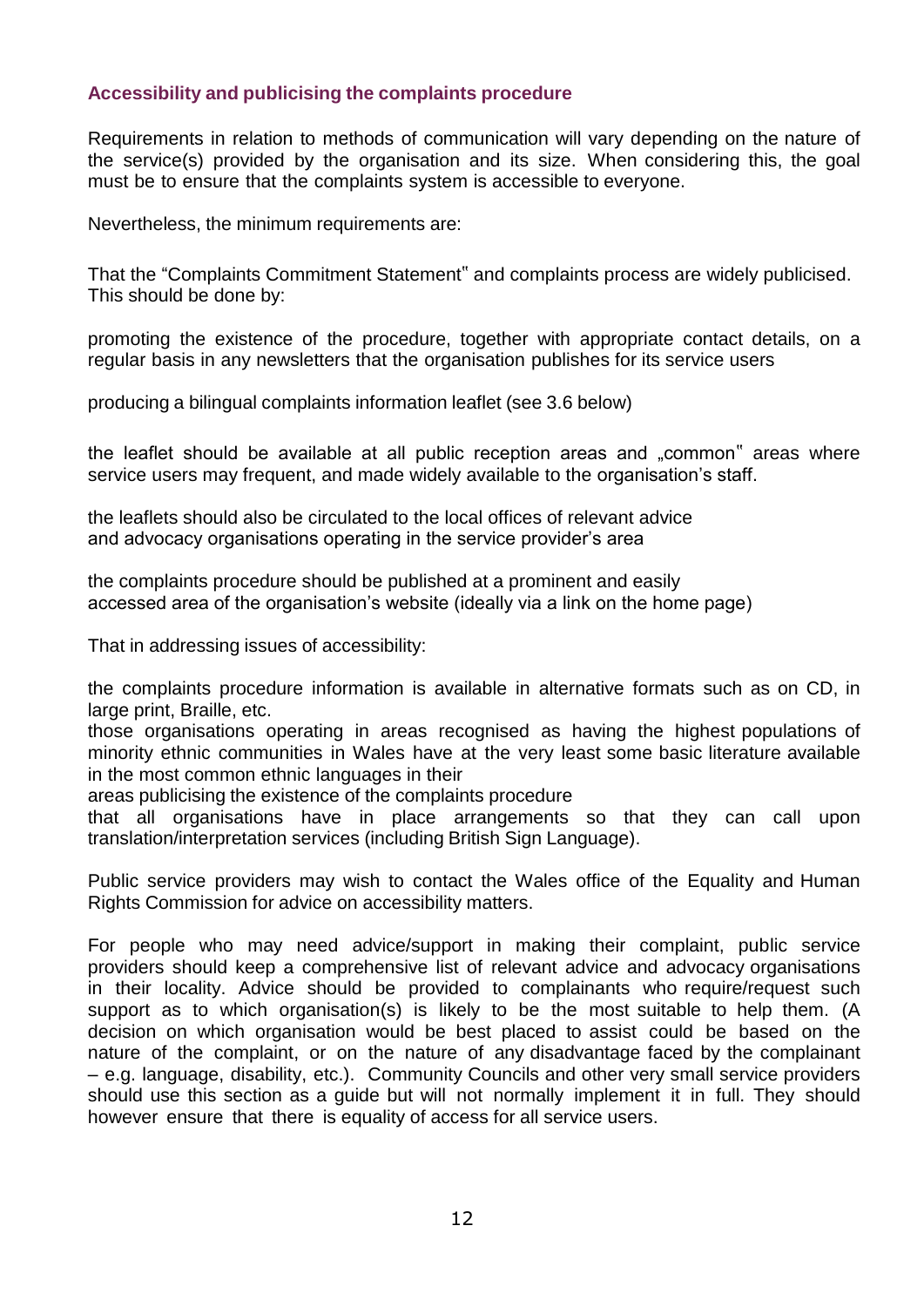### Accessibility and publicising the complaints procedure

Requirements in relation to methods of communication will vary depending on the nature of the service(s) provided by the organisation and its size. When considering this, the goal must be to ensure that the complaints system is accessible to everyone.

Nevertheless, the minimum requirements are:

That the "Complaints Commitment Statement" and complaints process are widely publicised. This should be done by:

promoting the existence of the procedure, together with appropriate contact details, on a regular basis in any newsletters that the organisation publishes for its service users

producing a bilingual complaints information leaflet (see 3.6 below)

the leaflet should be available at all public reception areas and „common" areas where service users may frequent, and made widely available to the organisation's staff.

the leaflets should also be circulated to the local offices of relevant advice and advocacy organisations operating in the service provider's area

the complaints procedure should be published at a prominent and easily accessed area of the organisation's website (ideally via a link on the home page)

That in addressing issues of accessibility:

the complaints procedure information is available in alternative formats such as on CD, in large print, Braille, etc.

those organisations operating in areas recognised as having the highest populations of minority ethnic communities in Wales have at the very least some basic literature available in the most common ethnic languages in their areas publicising the existence of the complaints procedure

that all organisations have in place arrangements so that they can call upon translation/interpretation services (including British Sign Language).

Public service providers may wish to contact the Wales office of the Equality and Human Rights Commission for advice on accessibility matters.

For people who may need advice/support in making their complaint, public service providers should keep a comprehensive list of relevant advice and advocacy organisations in their locality. Advice should be provided to complainants who require/request such support as to which organisation(s) is likely to be the most suitable to help them. (A decision on which organisation would be best placed to assist could be based on the nature of the complaint, or on the nature of any disadvantage faced by the complainant – e.g. language, disability, etc.). Community Councils and other very small service providers should use this section as a guide but will not normally implement it in full. They should however ensure that there is equality of access for all service users.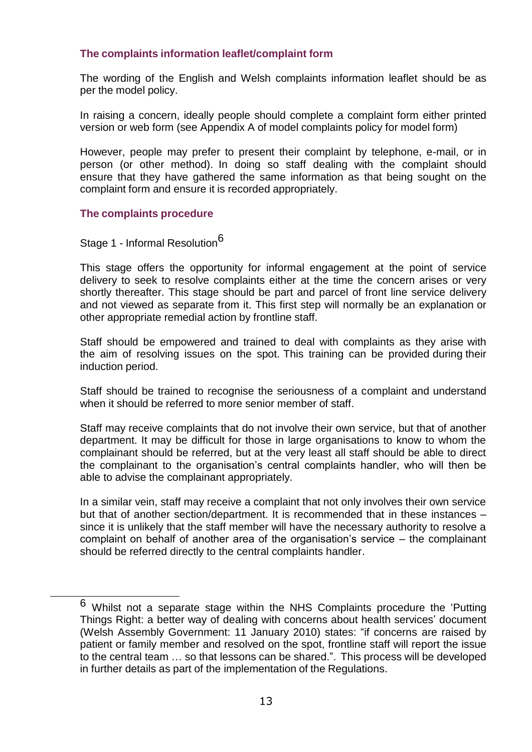### The complaints information leaflet/complaint form

The wording of the English and Welsh complaints information leaflet should be as per the model policy.

In raising a concern, ideally people should complete a complaint form either printed version or web form (see Appendix A of model complaints policy for model form)

However, people may prefer to present their complaint by telephone, e-mail, or in person (or other method). In doing so staff dealing with the complaint should ensure that they have gathered the same information as that being sought on the complaint form and ensure it is recorded appropriately.

### The complaints procedure

Stage 1 - Informal Resolution[6]

This stage offers the opportunity for informal engagement at the point of service delivery to seek to resolve complaints either at the time the concern arises or very shortly thereafter. This stage should be part and parcel of front line service delivery and not viewed as separate from it. This first step will normally be an explanation or other appropriate remedial action by frontline staff.

Staff should be empowered and trained to deal with complaints as they arise with the aim of resolving issues on the spot. This training can be provided during their induction period.

Staff should be trained to recognise the seriousness of a complaint and understand when it should be referred to more senior member of staff.

Staff may receive complaints that do not involve their own service, but that of another department. It may be difficult for those in large organisations to know to whom the complainant should be referred, but at the very least all staff should be able to direct the complainant to the organisation's central complaints handler, who will then be able to advise the complainant appropriately.

In a similar vein, staff may receive a complaint that not only involves their own service but that of another section/department. It is recommended that in these instances – since it is unlikely that the staff member will have the necessary authority to resolve a complaint on behalf of another area of the organisation's service – the complainant should be referred directly to the central complaints handler.

---

[6] Whilst not a separate stage within the NHS Complaints procedure the 'Putting Things Right: a better way of dealing with concerns about health services' document (Welsh Assembly Government: 11 January 2010) states: "if concerns are raised by patient or family member and resolved on the spot, frontline staff will report the issue to the central team … so that lessons can be shared.". This process will be developed in further details as part of the implementation of the Regulations.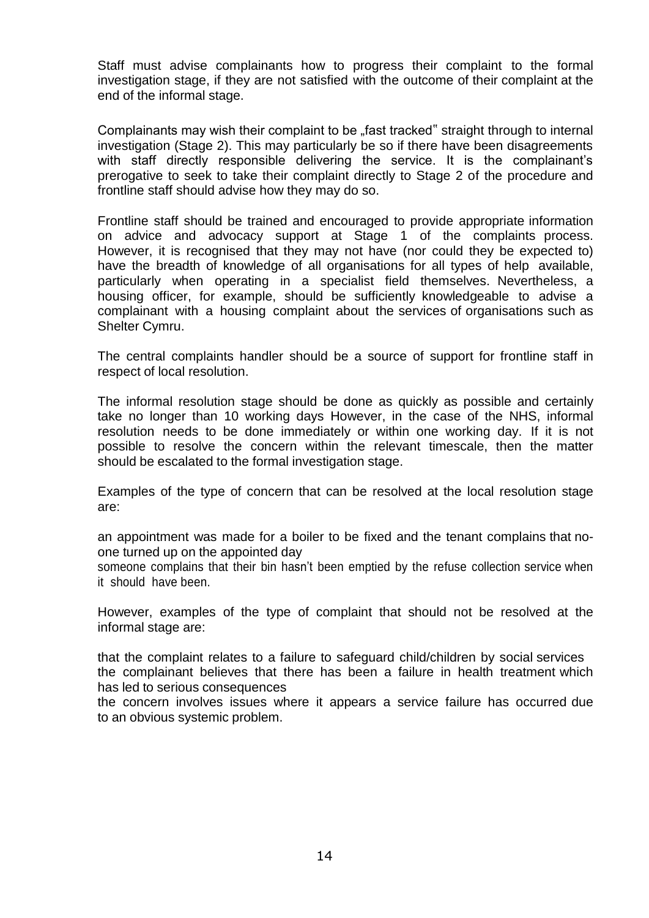Staff must advise complainants how to progress their complaint to the formal investigation stage, if they are not satisfied with the outcome of their complaint at the end of the informal stage.

Complainants may wish their complaint to be „fast tracked" straight through to internal investigation (Stage 2). This may particularly be so if there have been disagreements with staff directly responsible delivering the service. It is the complainant's prerogative to seek to take their complaint directly to Stage 2 of the procedure and frontline staff should advise how they may do so.

Frontline staff should be trained and encouraged to provide appropriate information on advice and advocacy support at Stage 1 of the complaints process. However, it is recognised that they may not have (nor could they be expected to) have the breadth of knowledge of all organisations for all types of help available, particularly when operating in a specialist field themselves. Nevertheless, a housing officer, for example, should be sufficiently knowledgeable to advise a complainant with a housing complaint about the services of organisations such as Shelter Cymru.

The central complaints handler should be a source of support for frontline staff in respect of local resolution.

The informal resolution stage should be done as quickly as possible and certainly take no longer than 10 working days However, in the case of the NHS, informal resolution needs to be done immediately or within one working day. If it is not possible to resolve the concern within the relevant timescale, then the matter should be escalated to the formal investigation stage.

Examples of the type of concern that can be resolved at the local resolution stage are:

- an appointment was made for a boiler to be fixed and the tenant complains that no-one turned up on the appointed day
- someone complains that their bin hasn't been emptied by the refuse collection service when it should have been.

However, examples of the type of complaint that should not be resolved at the informal stage are:

- that the complaint relates to a failure to safeguard child/children by social services
- the complainant believes that there has been a failure in health treatment which has led to serious consequences
- the concern involves issues where it appears a service failure has occurred due to an obvious systemic problem.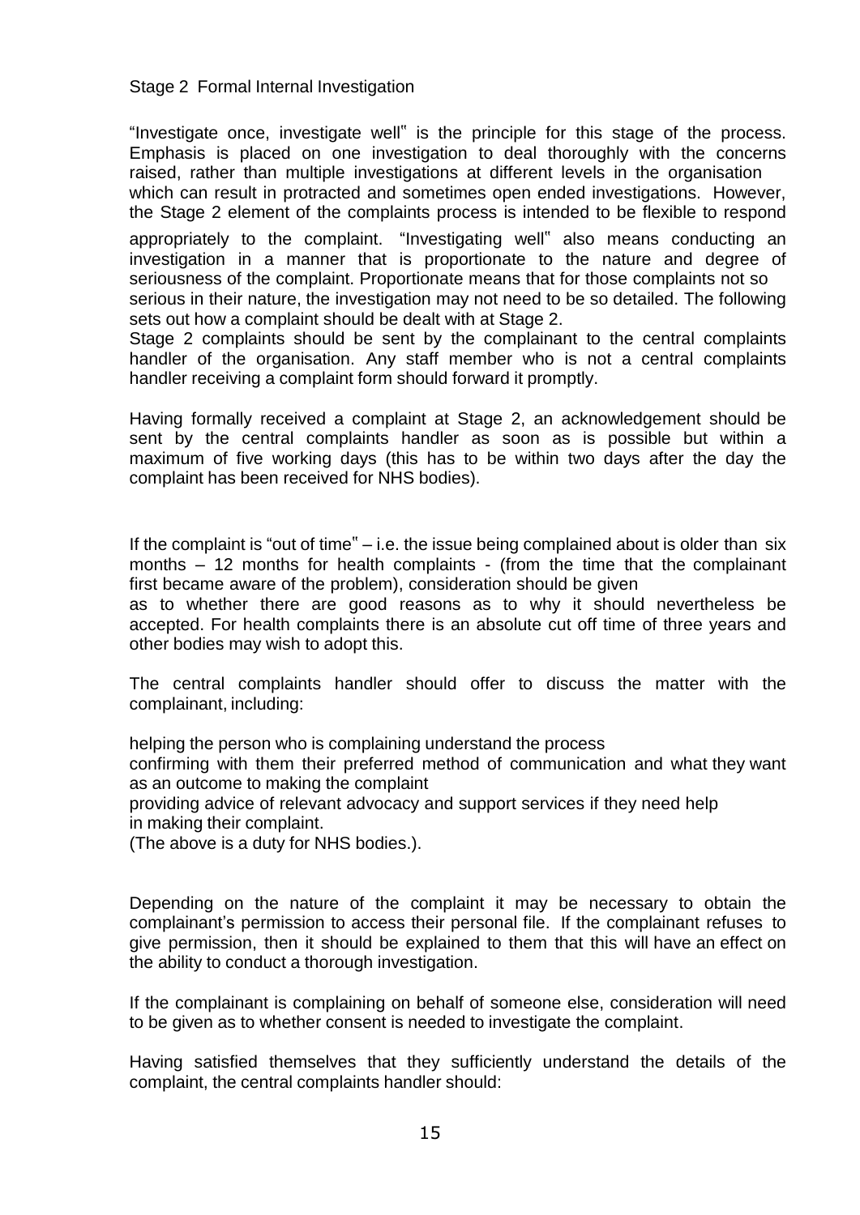## Stage 2 Formal Internal Investigation

"Investigate once, investigate well" is the principle for this stage of the process. Emphasis is placed on one investigation to deal thoroughly with the concerns raised, rather than multiple investigations at different levels in the organisation which can result in protracted and sometimes open ended investigations. However, the Stage 2 element of the complaints process is intended to be flexible to respond appropriately to the complaint. "Investigating well" also means conducting an investigation in a manner that is proportionate to the nature and degree of seriousness of the complaint. Proportionate means that for those complaints not so serious in their nature, the investigation may not need to be so detailed. The following sets out how a complaint should be dealt with at Stage 2.

Stage 2 complaints should be sent by the complainant to the central complaints handler of the organisation. Any staff member who is not a central complaints handler receiving a complaint form should forward it promptly.

Having formally received a complaint at Stage 2, an acknowledgement should be sent by the central complaints handler as soon as is possible but within a maximum of five working days (this has to be within two days after the day the complaint has been received for NHS bodies).

If the complaint is "out of time" – i.e. the issue being complained about is older than six months – 12 months for health complaints - (from the time that the complainant first became aware of the problem), consideration should be given as to whether there are good reasons as to why it should nevertheless be accepted. For health complaints there is an absolute cut off time of three years and other bodies may wish to adopt this.

The central complaints handler should offer to discuss the matter with the complainant, including:

- helping the person who is complaining understand the process
- confirming with them their preferred method of communication and what they want as an outcome to making the complaint
- providing advice of relevant advocacy and support services if they need help in making their complaint.

(The above is a duty for NHS bodies.).

Depending on the nature of the complaint it may be necessary to obtain the complainant's permission to access their personal file. If the complainant refuses to give permission, then it should be explained to them that this will have an effect on the ability to conduct a thorough investigation.

If the complainant is complaining on behalf of someone else, consideration will need to be given as to whether consent is needed to investigate the complaint.

Having satisfied themselves that they sufficiently understand the details of the complaint, the central complaints handler should: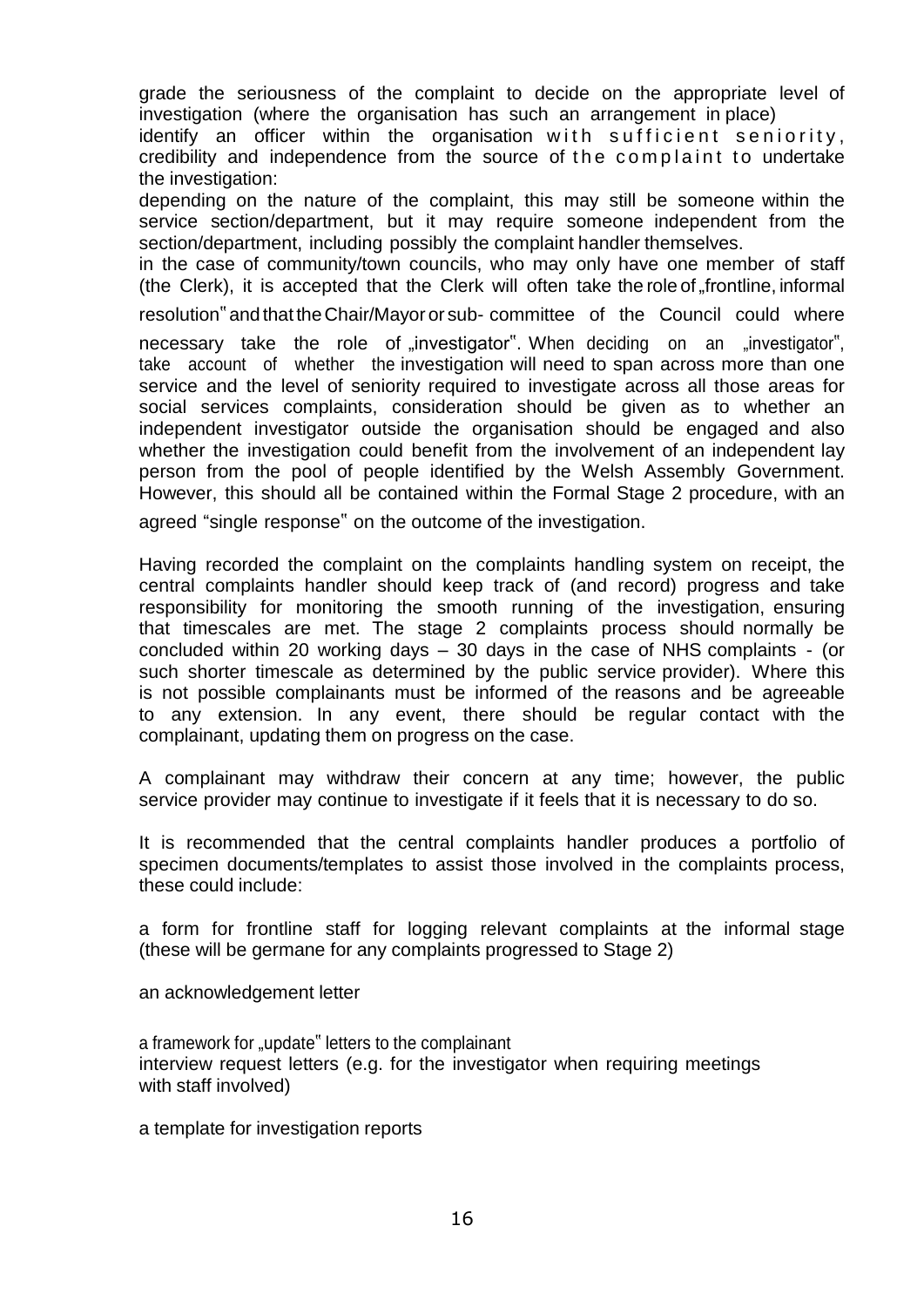grade the seriousness of the complaint to decide on the appropriate level of investigation (where the organisation has such an arrangement in place)

identify an officer within the organisation with sufficient seniority, credibility and independence from the source of the complaint to undertake the investigation:

depending on the nature of the complaint, this may still be someone within the service section/department, but it may require someone independent from the section/department, including possibly the complaint handler themselves.

in the case of community/town councils, who may only have one member of staff (the Clerk), it is accepted that the Clerk will often take the role of „frontline, informal resolution" and that the Chair/Mayor or sub- committee of the Council could where necessary take the role of „investigator". When deciding on an „investigator", take account of whether the investigation will need to span across more than one service and the level of seniority required to investigate across all those areas for social services complaints, consideration should be given as to whether an independent investigator outside the organisation should be engaged and also whether the investigation could benefit from the involvement of an independent lay person from the pool of people identified by the Welsh Assembly Government. However, this should all be contained within the Formal Stage 2 procedure, with an agreed "single response" on the outcome of the investigation.

Having recorded the complaint on the complaints handling system on receipt, the central complaints handler should keep track of (and record) progress and take responsibility for monitoring the smooth running of the investigation, ensuring that timescales are met. The stage 2 complaints process should normally be concluded within 20 working days – 30 days in the case of NHS complaints - (or such shorter timescale as determined by the public service provider). Where this is not possible complainants must be informed of the reasons and be agreeable to any extension. In any event, there should be regular contact with the complainant, updating them on progress on the case.

A complainant may withdraw their concern at any time; however, the public service provider may continue to investigate if it feels that it is necessary to do so.

It is recommended that the central complaints handler produces a portfolio of specimen documents/templates to assist those involved in the complaints process, these could include:

a form for frontline staff for logging relevant complaints at the informal stage (these will be germane for any complaints progressed to Stage 2)

an acknowledgement letter

a framework for „update" letters to the complainant

interview request letters (e.g. for the investigator when requiring meetings with staff involved)

a template for investigation reports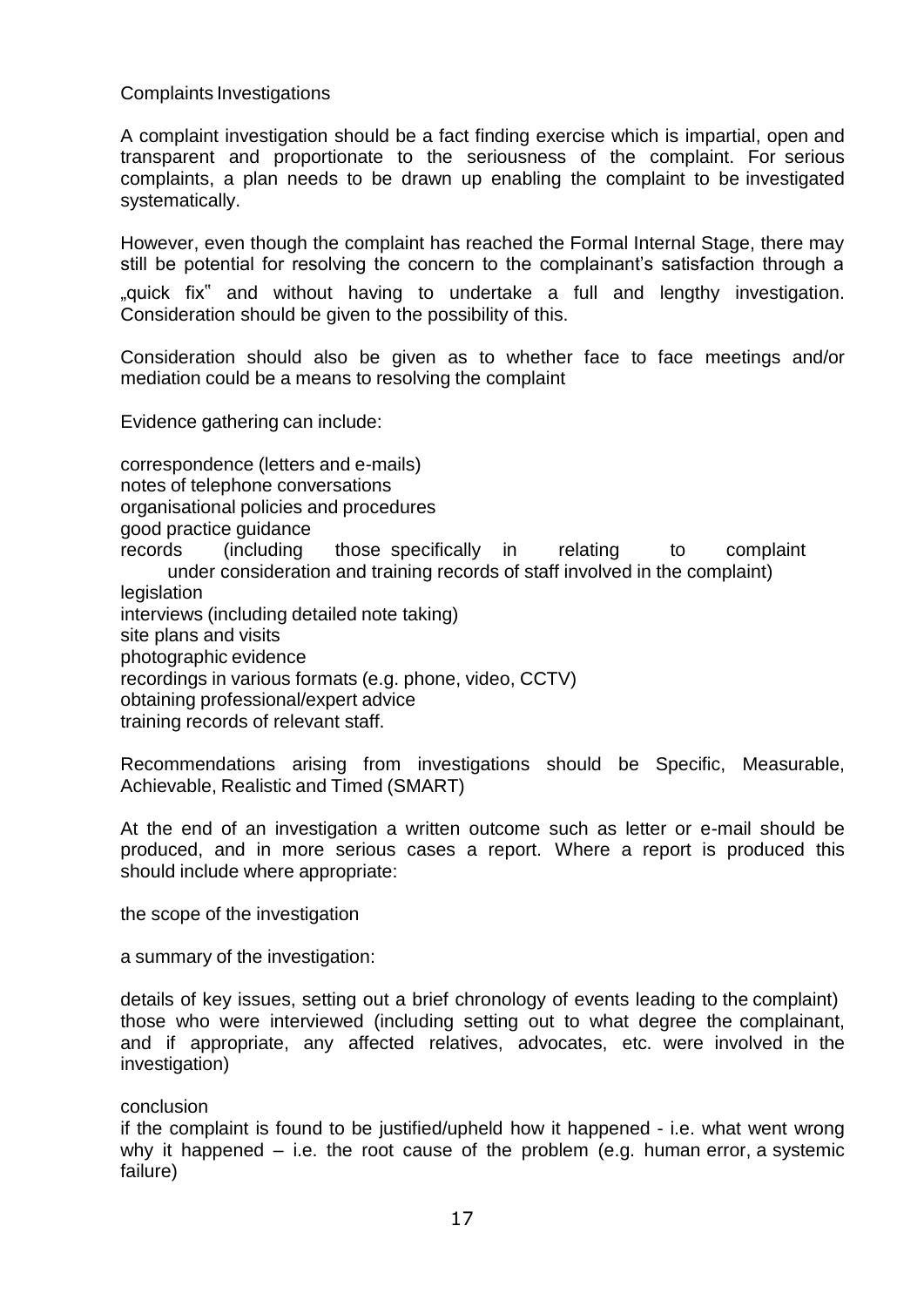## Complaints Investigations

A complaint investigation should be a fact finding exercise which is impartial, open and transparent and proportionate to the seriousness of the complaint. For serious complaints, a plan needs to be drawn up enabling the complaint to be investigated systematically.

However, even though the complaint has reached the Formal Internal Stage, there may still be potential for resolving the concern to the complainant's satisfaction through a „quick fix" and without having to undertake a full and lengthy investigation. Consideration should be given to the possibility of this.

Consideration should also be given as to whether face to face meetings and/or mediation could be a means to resolving the complaint

Evidence gathering can include:

- correspondence (letters and e-mails)
- notes of telephone conversations
- organisational policies and procedures
- good practice guidance
- records (including those specifically in relating to complaint under consideration and training records of staff involved in the complaint)
- legislation
- interviews (including detailed note taking)
- site plans and visits
- photographic evidence
- recordings in various formats (e.g. phone, video, CCTV)
- obtaining professional/expert advice
- training records of relevant staff.

Recommendations arising from investigations should be Specific, Measurable, Achievable, Realistic and Timed (SMART)

At the end of an investigation a written outcome such as letter or e-mail should be produced, and in more serious cases a report. Where a report is produced this should include where appropriate:

the scope of the investigation

a summary of the investigation:

details of key issues, setting out a brief chronology of events leading to the complaint)
those who were interviewed (including setting out to what degree the complainant, and if appropriate, any affected relatives, advocates, etc. were involved in the investigation)

conclusion
if the complaint is found to be justified/upheld how it happened - i.e. what went wrong
why it happened – i.e. the root cause of the problem (e.g. human error, a systemic failure)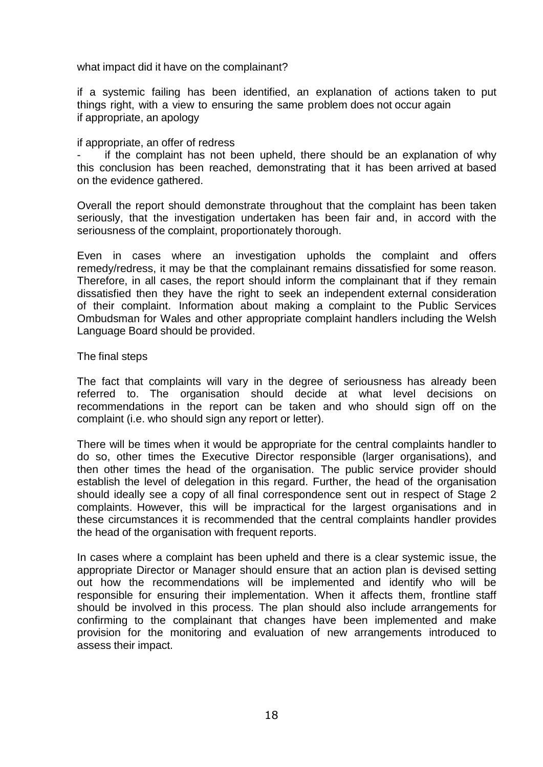what impact did it have on the complainant?

if a systemic failing has been identified, an explanation of actions taken to put things right, with a view to ensuring the same problem does not occur again
if appropriate, an apology

if appropriate, an offer of redress

- if the complaint has not been upheld, there should be an explanation of why this conclusion has been reached, demonstrating that it has been arrived at based on the evidence gathered.

Overall the report should demonstrate throughout that the complaint has been taken seriously, that the investigation undertaken has been fair and, in accord with the seriousness of the complaint, proportionately thorough.

Even in cases where an investigation upholds the complaint and offers remedy/redress, it may be that the complainant remains dissatisfied for some reason. Therefore, in all cases, the report should inform the complainant that if they remain dissatisfied then they have the right to seek an independent external consideration of their complaint. Information about making a complaint to the Public Services Ombudsman for Wales and other appropriate complaint handlers including the Welsh Language Board should be provided.

The final steps

The fact that complaints will vary in the degree of seriousness has already been referred to. The organisation should decide at what level decisions on recommendations in the report can be taken and who should sign off on the complaint (i.e. who should sign any report or letter).

There will be times when it would be appropriate for the central complaints handler to do so, other times the Executive Director responsible (larger organisations), and then other times the head of the organisation. The public service provider should establish the level of delegation in this regard. Further, the head of the organisation should ideally see a copy of all final correspondence sent out in respect of Stage 2 complaints. However, this will be impractical for the largest organisations and in these circumstances it is recommended that the central complaints handler provides the head of the organisation with frequent reports.

In cases where a complaint has been upheld and there is a clear systemic issue, the appropriate Director or Manager should ensure that an action plan is devised setting out how the recommendations will be implemented and identify who will be responsible for ensuring their implementation. When it affects them, frontline staff should be involved in this process. The plan should also include arrangements for confirming to the complainant that changes have been implemented and make provision for the monitoring and evaluation of new arrangements introduced to assess their impact.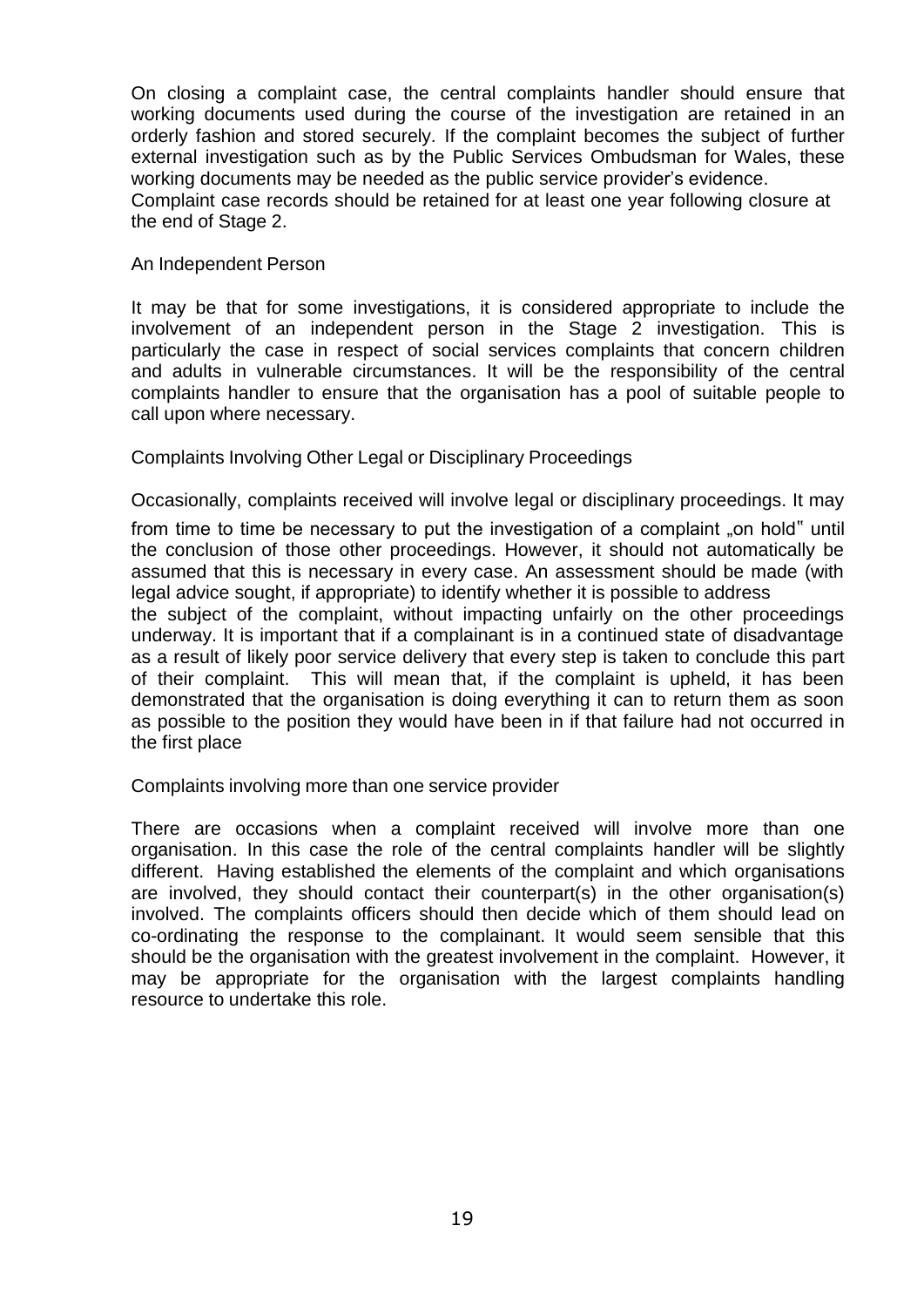On closing a complaint case, the central complaints handler should ensure that working documents used during the course of the investigation are retained in an orderly fashion and stored securely. If the complaint becomes the subject of further external investigation such as by the Public Services Ombudsman for Wales, these working documents may be needed as the public service provider's evidence.
Complaint case records should be retained for at least one year following closure at the end of Stage 2.

## An Independent Person

It may be that for some investigations, it is considered appropriate to include the involvement of an independent person in the Stage 2 investigation. This is particularly the case in respect of social services complaints that concern children and adults in vulnerable circumstances. It will be the responsibility of the central complaints handler to ensure that the organisation has a pool of suitable people to call upon where necessary.

## Complaints Involving Other Legal or Disciplinary Proceedings

Occasionally, complaints received will involve legal or disciplinary proceedings. It may from time to time be necessary to put the investigation of a complaint „on hold" until the conclusion of those other proceedings. However, it should not automatically be assumed that this is necessary in every case. An assessment should be made (with legal advice sought, if appropriate) to identify whether it is possible to address the subject of the complaint, without impacting unfairly on the other proceedings underway. It is important that if a complainant is in a continued state of disadvantage as a result of likely poor service delivery that every step is taken to conclude this part of their complaint. This will mean that, if the complaint is upheld, it has been demonstrated that the organisation is doing everything it can to return them as soon as possible to the position they would have been in if that failure had not occurred in the first place

## Complaints involving more than one service provider

There are occasions when a complaint received will involve more than one organisation. In this case the role of the central complaints handler will be slightly different. Having established the elements of the complaint and which organisations are involved, they should contact their counterpart(s) in the other organisation(s) involved. The complaints officers should then decide which of them should lead on co-ordinating the response to the complainant. It would seem sensible that this should be the organisation with the greatest involvement in the complaint. However, it may be appropriate for the organisation with the largest complaints handling resource to undertake this role.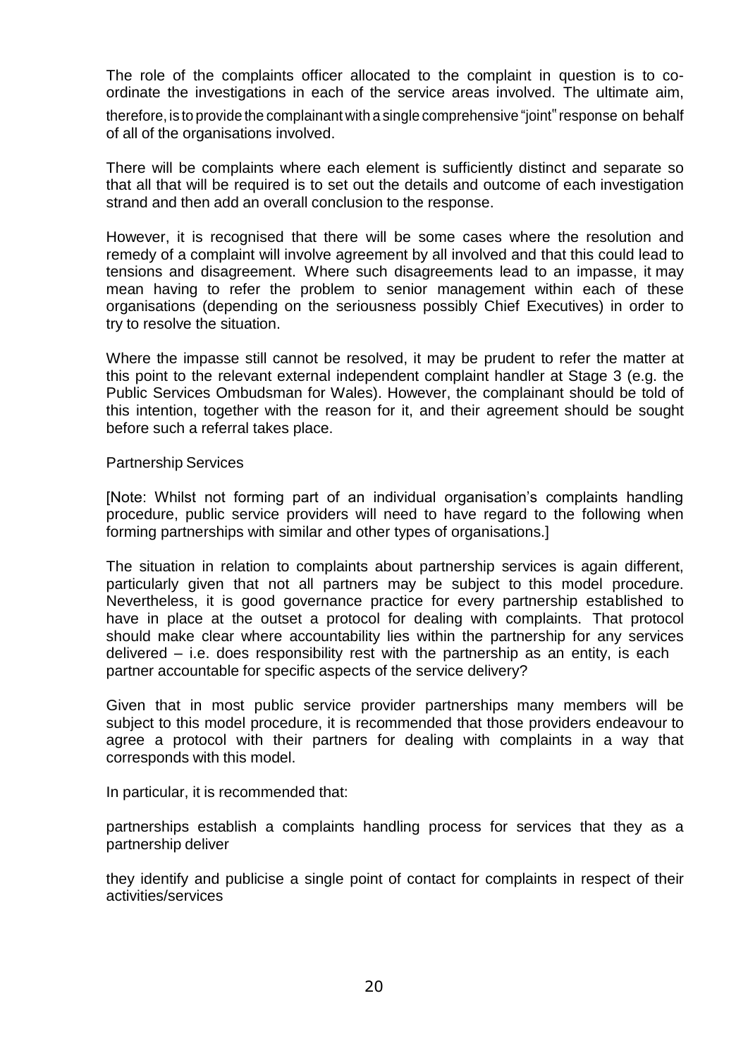The role of the complaints officer allocated to the complaint in question is to co-ordinate the investigations in each of the service areas involved. The ultimate aim, therefore, is to provide the complainant with a single comprehensive "joint" response on behalf of all of the organisations involved.

There will be complaints where each element is sufficiently distinct and separate so that all that will be required is to set out the details and outcome of each investigation strand and then add an overall conclusion to the response.

However, it is recognised that there will be some cases where the resolution and remedy of a complaint will involve agreement by all involved and that this could lead to tensions and disagreement. Where such disagreements lead to an impasse, it may mean having to refer the problem to senior management within each of these organisations (depending on the seriousness possibly Chief Executives) in order to try to resolve the situation.

Where the impasse still cannot be resolved, it may be prudent to refer the matter at this point to the relevant external independent complaint handler at Stage 3 (e.g. the Public Services Ombudsman for Wales). However, the complainant should be told of this intention, together with the reason for it, and their agreement should be sought before such a referral takes place.

Partnership Services

[Note: Whilst not forming part of an individual organisation's complaints handling procedure, public service providers will need to have regard to the following when forming partnerships with similar and other types of organisations.]

The situation in relation to complaints about partnership services is again different, particularly given that not all partners may be subject to this model procedure. Nevertheless, it is good governance practice for every partnership established to have in place at the outset a protocol for dealing with complaints. That protocol should make clear where accountability lies within the partnership for any services delivered – i.e. does responsibility rest with the partnership as an entity, is each partner accountable for specific aspects of the service delivery?

Given that in most public service provider partnerships many members will be subject to this model procedure, it is recommended that those providers endeavour to agree a protocol with their partners for dealing with complaints in a way that corresponds with this model.

In particular, it is recommended that:

partnerships establish a complaints handling process for services that they as a partnership deliver

they identify and publicise a single point of contact for complaints in respect of their activities/services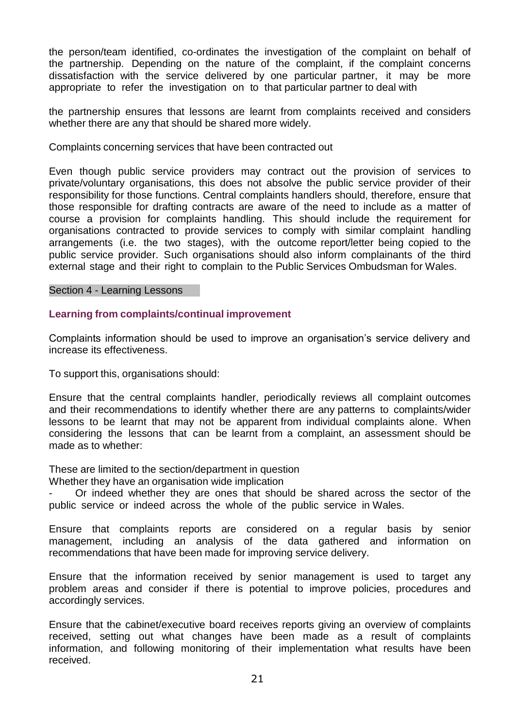the person/team identified, co-ordinates the investigation of the complaint on behalf of the partnership. Depending on the nature of the complaint, if the complaint concerns dissatisfaction with the service delivered by one particular partner, it may be more appropriate to refer the investigation on to that particular partner to deal with

the partnership ensures that lessons are learnt from complaints received and considers whether there are any that should be shared more widely.

Complaints concerning services that have been contracted out

Even though public service providers may contract out the provision of services to private/voluntary organisations, this does not absolve the public service provider of their responsibility for those functions. Central complaints handlers should, therefore, ensure that those responsible for drafting contracts are aware of the need to include as a matter of course a provision for complaints handling. This should include the requirement for organisations contracted to provide services to comply with similar complaint handling arrangements (i.e. the two stages), with the outcome report/letter being copied to the public service provider. Such organisations should also inform complainants of the third external stage and their right to complain to the Public Services Ombudsman for Wales.

## Section 4 - Learning Lessons

### Learning from complaints/continual improvement

Complaints information should be used to improve an organisation's service delivery and increase its effectiveness.

To support this, organisations should:

Ensure that the central complaints handler, periodically reviews all complaint outcomes and their recommendations to identify whether there are any patterns to complaints/wider lessons to be learnt that may not be apparent from individual complaints alone. When considering the lessons that can be learnt from a complaint, an assessment should be made as to whether:

These are limited to the section/department in question
Whether they have an organisation wide implication
- Or indeed whether they are ones that should be shared across the sector of the public service or indeed across the whole of the public service in Wales.

Ensure that complaints reports are considered on a regular basis by senior management, including an analysis of the data gathered and information on recommendations that have been made for improving service delivery.

Ensure that the information received by senior management is used to target any problem areas and consider if there is potential to improve policies, procedures and accordingly services.

Ensure that the cabinet/executive board receives reports giving an overview of complaints received, setting out what changes have been made as a result of complaints information, and following monitoring of their implementation what results have been received.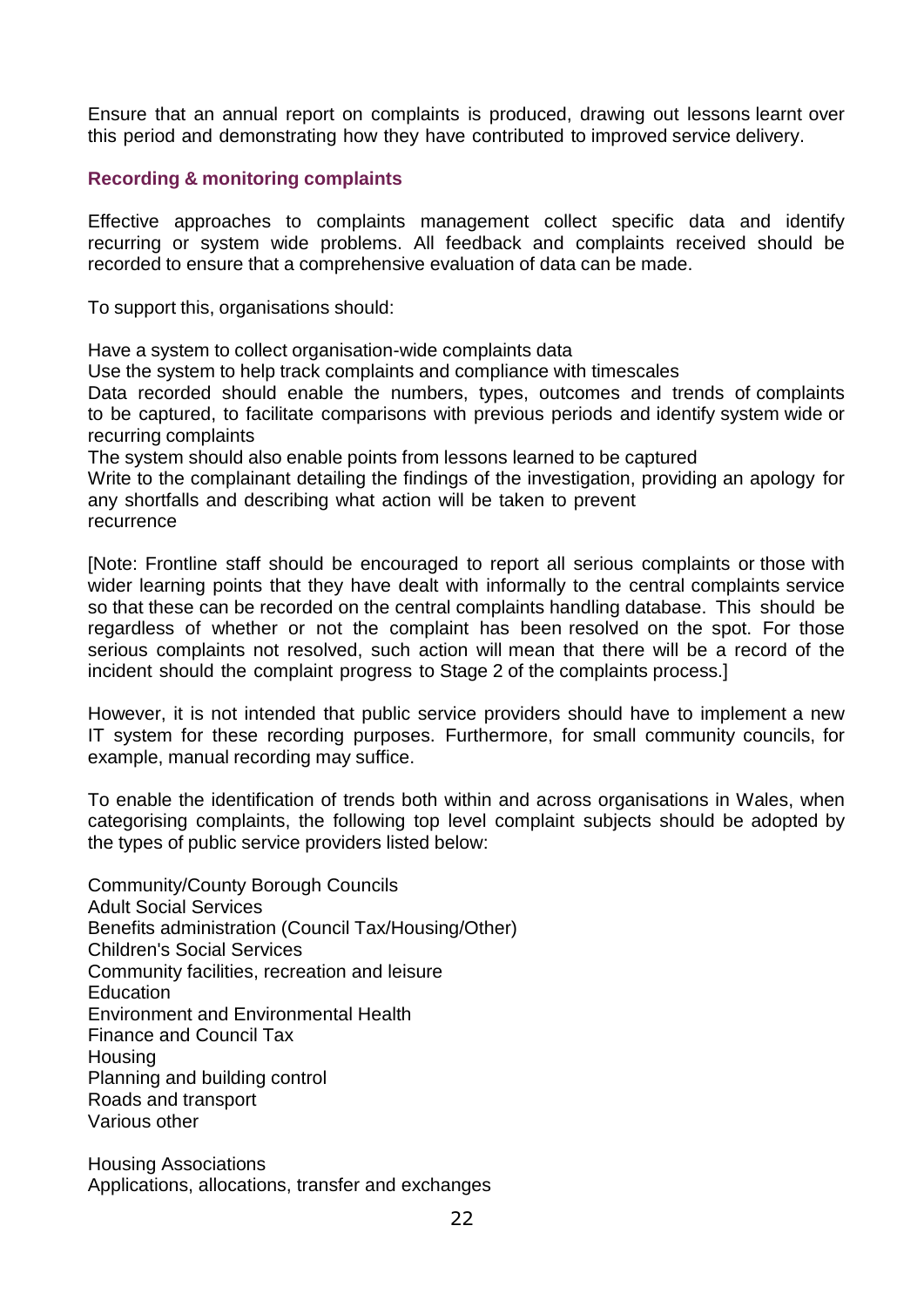Ensure that an annual report on complaints is produced, drawing out lessons learnt over this period and demonstrating how they have contributed to improved service delivery.

### Recording & monitoring complaints

Effective approaches to complaints management collect specific data and identify recurring or system wide problems. All feedback and complaints received should be recorded to ensure that a comprehensive evaluation of data can be made.

To support this, organisations should:

Have a system to collect organisation-wide complaints data

Use the system to help track complaints and compliance with timescales

Data recorded should enable the numbers, types, outcomes and trends of complaints to be captured, to facilitate comparisons with previous periods and identify system wide or recurring complaints

The system should also enable points from lessons learned to be captured

Write to the complainant detailing the findings of the investigation, providing an apology for any shortfalls and describing what action will be taken to prevent recurrence

[Note: Frontline staff should be encouraged to report all serious complaints or those with wider learning points that they have dealt with informally to the central complaints service so that these can be recorded on the central complaints handling database. This should be regardless of whether or not the complaint has been resolved on the spot. For those serious complaints not resolved, such action will mean that there will be a record of the incident should the complaint progress to Stage 2 of the complaints process.]

However, it is not intended that public service providers should have to implement a new IT system for these recording purposes. Furthermore, for small community councils, for example, manual recording may suffice.

To enable the identification of trends both within and across organisations in Wales, when categorising complaints, the following top level complaint subjects should be adopted by the types of public service providers listed below:

Community/County Borough Councils
Adult Social Services
Benefits administration (Council Tax/Housing/Other)
Children's Social Services
Community facilities, recreation and leisure
Education
Environment and Environmental Health
Finance and Council Tax
Housing
Planning and building control
Roads and transport
Various other

Housing Associations
Applications, allocations, transfer and exchanges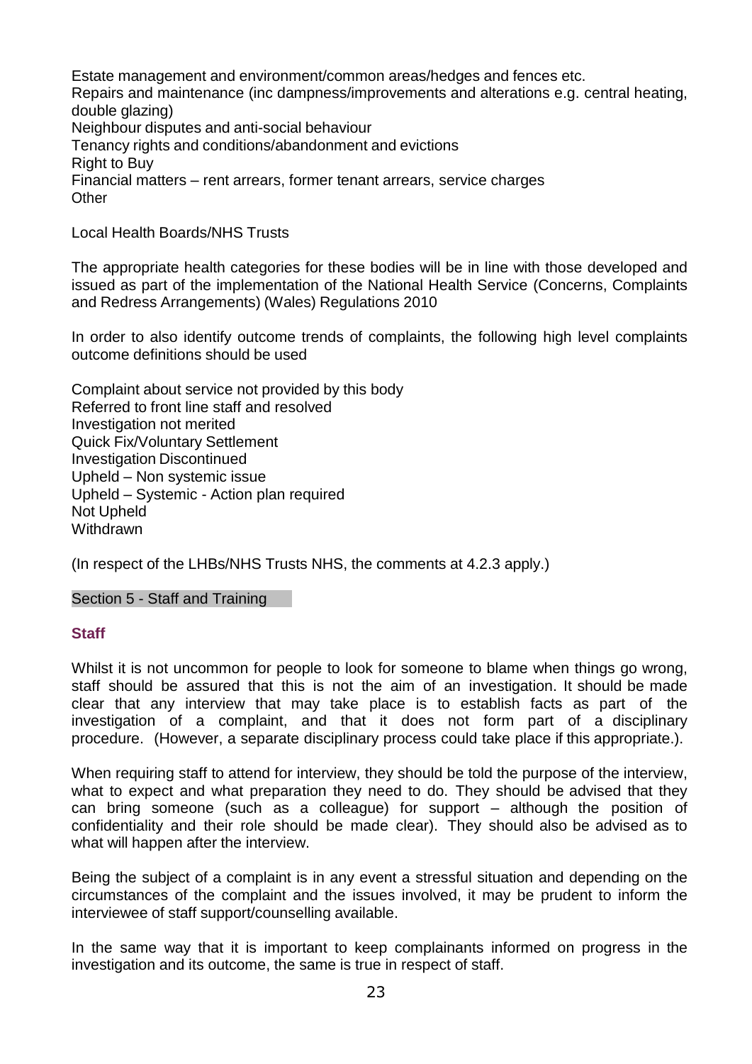Estate management and environment/common areas/hedges and fences etc.
Repairs and maintenance (inc dampness/improvements and alterations e.g. central heating, double glazing)
Neighbour disputes and anti-social behaviour
Tenancy rights and conditions/abandonment and evictions
Right to Buy
Financial matters – rent arrears, former tenant arrears, service charges
Other

Local Health Boards/NHS Trusts

The appropriate health categories for these bodies will be in line with those developed and issued as part of the implementation of the National Health Service (Concerns, Complaints and Redress Arrangements) (Wales) Regulations 2010

In order to also identify outcome trends of complaints, the following high level complaints outcome definitions should be used

Complaint about service not provided by this body
Referred to front line staff and resolved
Investigation not merited
Quick Fix/Voluntary Settlement
Investigation Discontinued
Upheld – Non systemic issue
Upheld – Systemic - Action plan required
Not Upheld
Withdrawn

(In respect of the LHBs/NHS Trusts NHS, the comments at 4.2.3 apply.)

## Section 5 - Staff and Training

### Staff

Whilst it is not uncommon for people to look for someone to blame when things go wrong, staff should be assured that this is not the aim of an investigation. It should be made clear that any interview that may take place is to establish facts as part of the investigation of a complaint, and that it does not form part of a disciplinary procedure. (However, a separate disciplinary process could take place if this appropriate.).

When requiring staff to attend for interview, they should be told the purpose of the interview, what to expect and what preparation they need to do. They should be advised that they can bring someone (such as a colleague) for support – although the position of confidentiality and their role should be made clear). They should also be advised as to what will happen after the interview.

Being the subject of a complaint is in any event a stressful situation and depending on the circumstances of the complaint and the issues involved, it may be prudent to inform the interviewee of staff support/counselling available.

In the same way that it is important to keep complainants informed on progress in the investigation and its outcome, the same is true in respect of staff.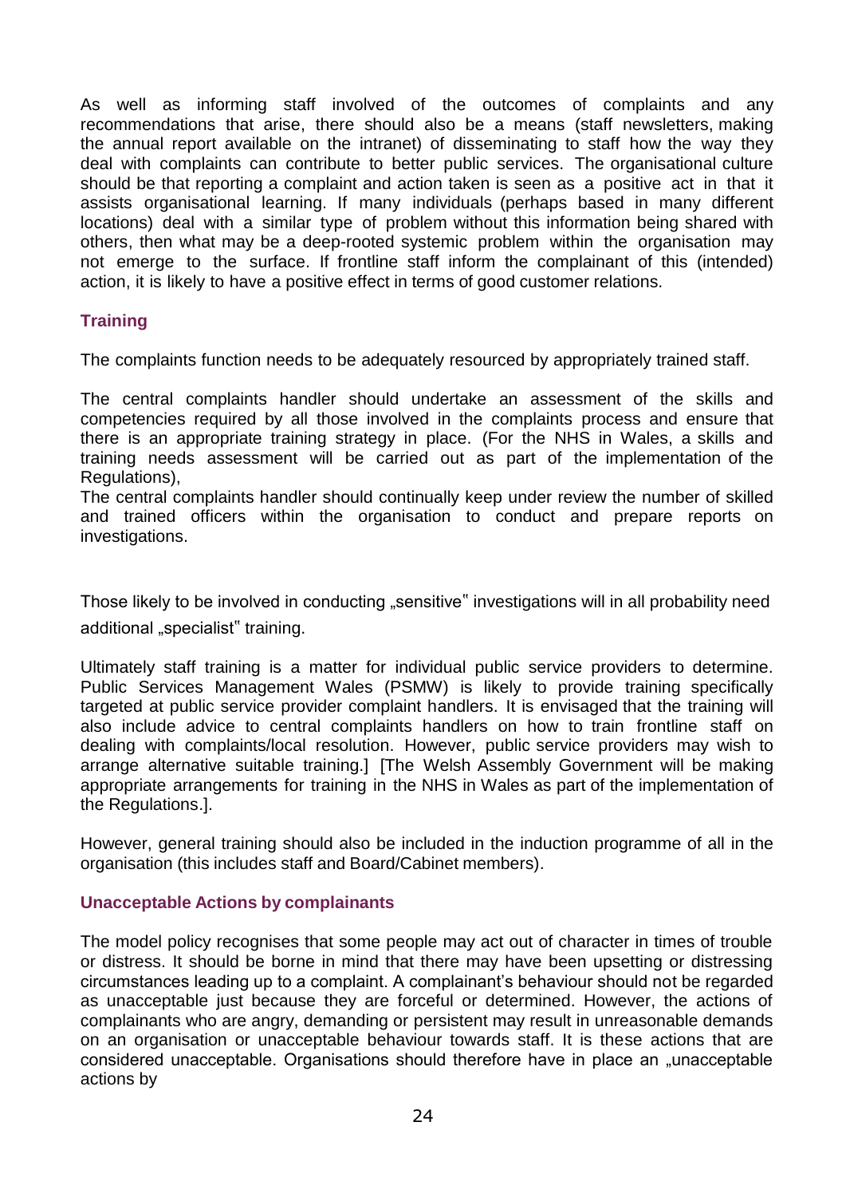As well as informing staff involved of the outcomes of complaints and any recommendations that arise, there should also be a means (staff newsletters, making the annual report available on the intranet) of disseminating to staff how the way they deal with complaints can contribute to better public services. The organisational culture should be that reporting a complaint and action taken is seen as a positive act in that it assists organisational learning. If many individuals (perhaps based in many different locations) deal with a similar type of problem without this information being shared with others, then what may be a deep-rooted systemic problem within the organisation may not emerge to the surface. If frontline staff inform the complainant of this (intended) action, it is likely to have a positive effect in terms of good customer relations.

### Training

The complaints function needs to be adequately resourced by appropriately trained staff.

The central complaints handler should undertake an assessment of the skills and competencies required by all those involved in the complaints process and ensure that there is an appropriate training strategy in place. (For the NHS in Wales, a skills and training needs assessment will be carried out as part of the implementation of the Regulations),

The central complaints handler should continually keep under review the number of skilled and trained officers within the organisation to conduct and prepare reports on investigations.

Those likely to be involved in conducting „sensitive" investigations will in all probability need additional „specialist" training.

Ultimately staff training is a matter for individual public service providers to determine. Public Services Management Wales (PSMW) is likely to provide training specifically targeted at public service provider complaint handlers. It is envisaged that the training will also include advice to central complaints handlers on how to train frontline staff on dealing with complaints/local resolution. However, public service providers may wish to arrange alternative suitable training.] [The Welsh Assembly Government will be making appropriate arrangements for training in the NHS in Wales as part of the implementation of the Regulations.].

However, general training should also be included in the induction programme of all in the organisation (this includes staff and Board/Cabinet members).

### Unacceptable Actions by complainants

The model policy recognises that some people may act out of character in times of trouble or distress. It should be borne in mind that there may have been upsetting or distressing circumstances leading up to a complaint. A complainant's behaviour should not be regarded as unacceptable just because they are forceful or determined. However, the actions of complainants who are angry, demanding or persistent may result in unreasonable demands on an organisation or unacceptable behaviour towards staff. It is these actions that are considered unacceptable. Organisations should therefore have in place an „unacceptable actions by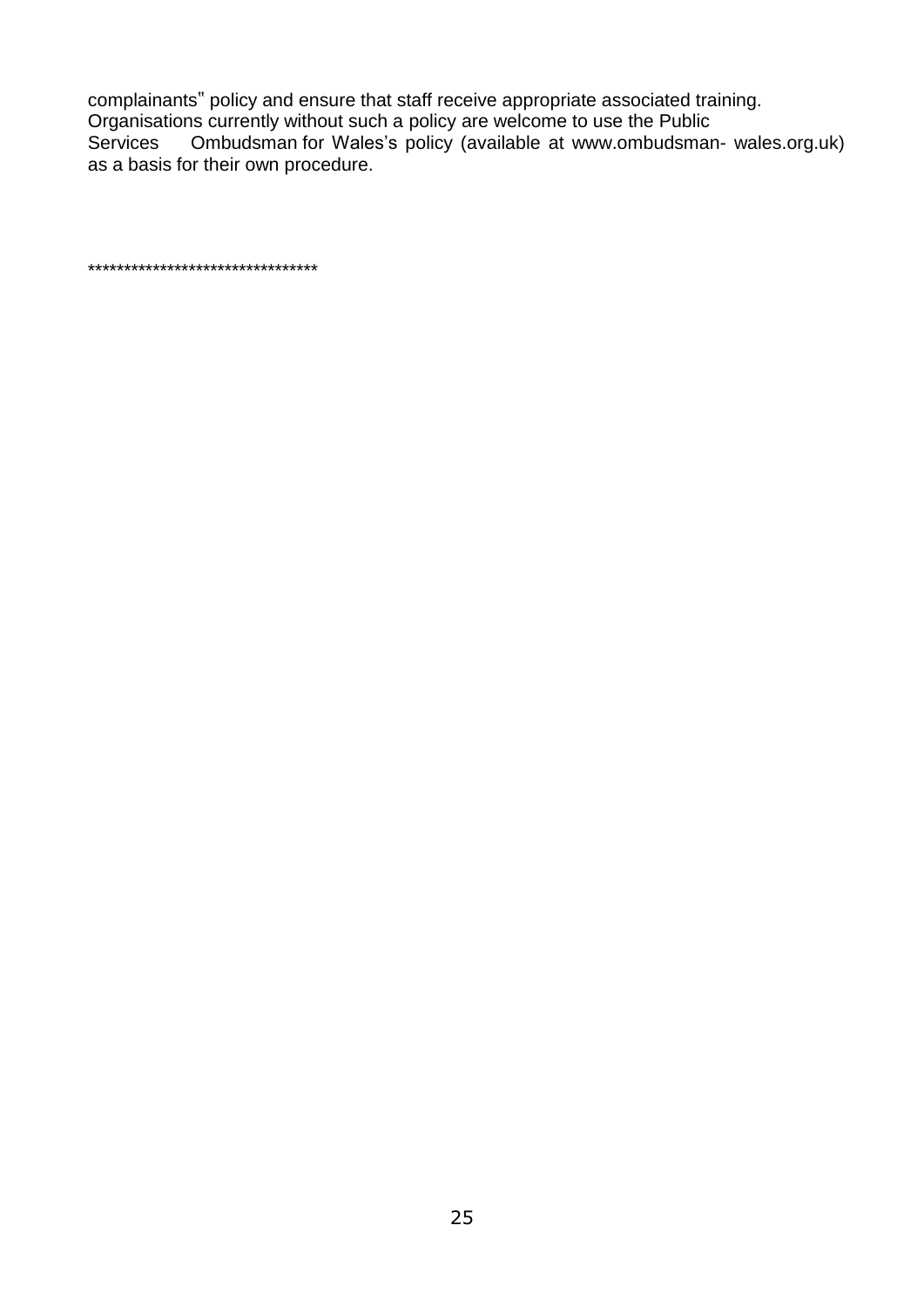complainants‟ policy and ensure that staff receive appropriate associated training. Organisations currently without such a policy are welcome to use the Public Services Ombudsman for Wales's policy (available at www.ombudsman- wales.org.uk) as a basis for their own procedure.

********************************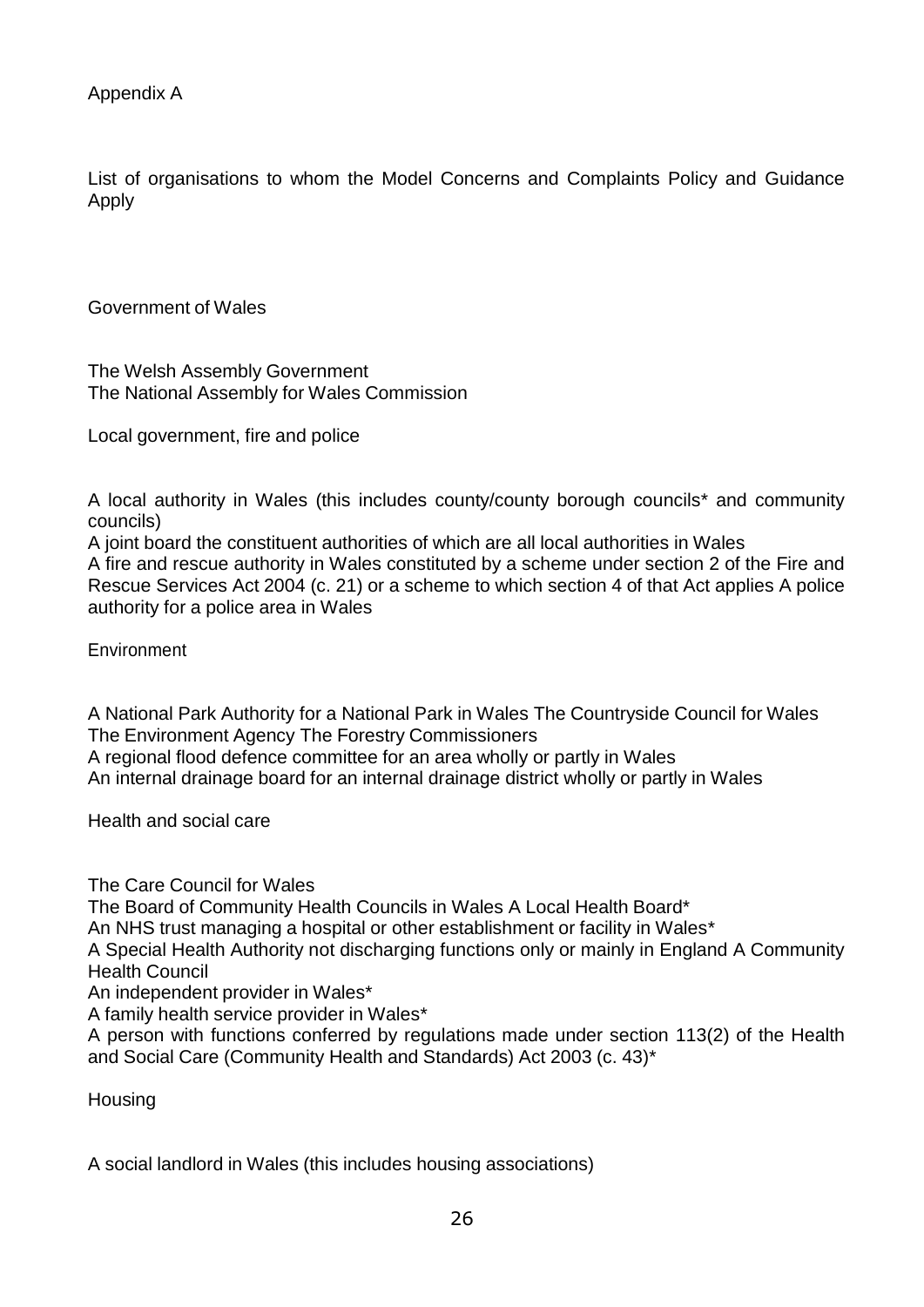Appendix A

List of organisations to whom the Model Concerns and Complaints Policy and Guidance Apply

## Government of Wales

The Welsh Assembly Government
The National Assembly for Wales Commission

## Local government, fire and police

A local authority in Wales (this includes county/county borough councils* and community councils)
A joint board the constituent authorities of which are all local authorities in Wales
A fire and rescue authority in Wales constituted by a scheme under section 2 of the Fire and Rescue Services Act 2004 (c. 21) or a scheme to which section 4 of that Act applies A police authority for a police area in Wales

## Environment

A National Park Authority for a National Park in Wales The Countryside Council for Wales
The Environment Agency The Forestry Commissioners
A regional flood defence committee for an area wholly or partly in Wales
An internal drainage board for an internal drainage district wholly or partly in Wales

## Health and social care

The Care Council for Wales
The Board of Community Health Councils in Wales A Local Health Board*
An NHS trust managing a hospital or other establishment or facility in Wales*
A Special Health Authority not discharging functions only or mainly in England A Community Health Council
An independent provider in Wales*
A family health service provider in Wales*
A person with functions conferred by regulations made under section 113(2) of the Health and Social Care (Community Health and Standards) Act 2003 (c. 43)*

## Housing

A social landlord in Wales (this includes housing associations)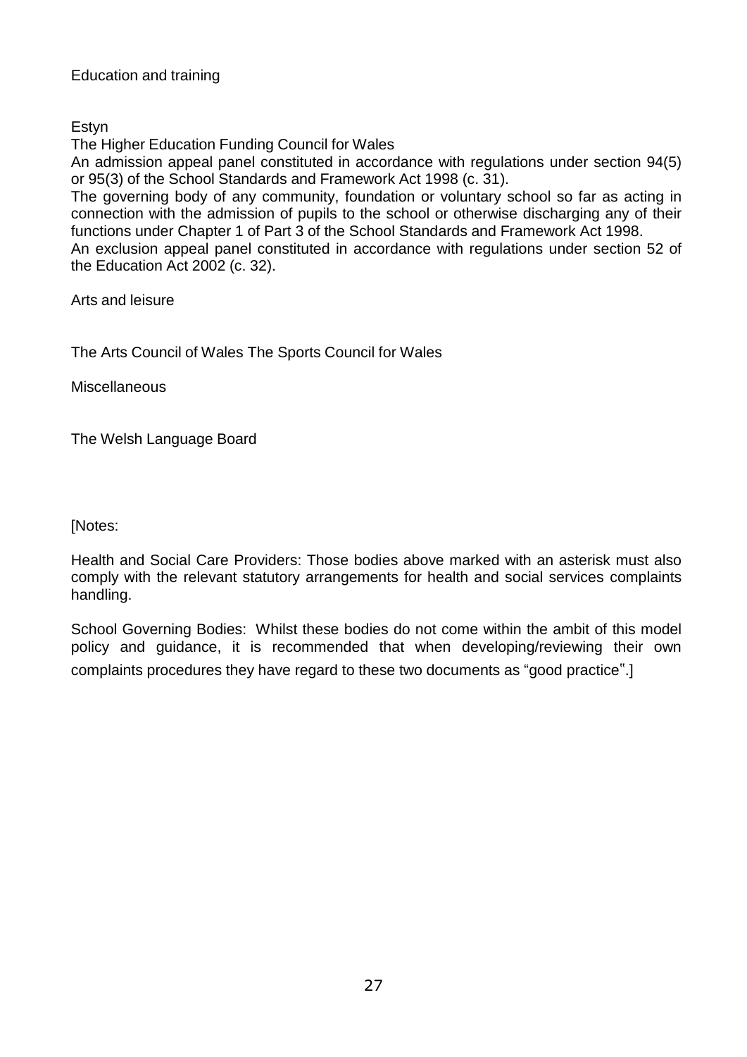Education and training

Estyn

The Higher Education Funding Council for Wales

An admission appeal panel constituted in accordance with regulations under section 94(5) or 95(3) of the School Standards and Framework Act 1998 (c. 31).

The governing body of any community, foundation or voluntary school so far as acting in connection with the admission of pupils to the school or otherwise discharging any of their functions under Chapter 1 of Part 3 of the School Standards and Framework Act 1998.

An exclusion appeal panel constituted in accordance with regulations under section 52 of the Education Act 2002 (c. 32).

Arts and leisure

The Arts Council of Wales The Sports Council for Wales

Miscellaneous

The Welsh Language Board

[Notes:

Health and Social Care Providers: Those bodies above marked with an asterisk must also comply with the relevant statutory arrangements for health and social services complaints handling.

School Governing Bodies: Whilst these bodies do not come within the ambit of this model policy and guidance, it is recommended that when developing/reviewing their own complaints procedures they have regard to these two documents as "good practice".]